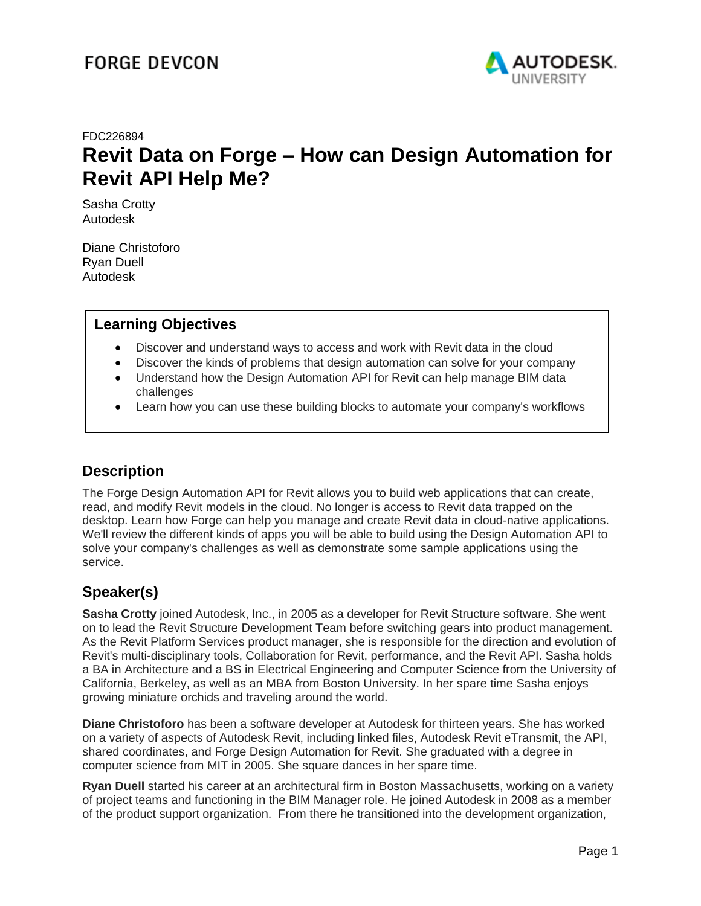FORGE DEVCON

AUTODESK. UNIVERSITY

FDC226894

# Revit Data on Forge – How can Design Automation for Revit API Help Me?

Sasha Crotty
Autodesk

Diane Christoforo
Ryan Duell
Autodesk

## Learning Objectives

- Discover and understand ways to access and work with Revit data in the cloud
- Discover the kinds of problems that design automation can solve for your company
- Understand how the Design Automation API for Revit can help manage BIM data challenges
- Learn how you can use these building blocks to automate your company's workflows

## Description

The Forge Design Automation API for Revit allows you to build web applications that can create, read, and modify Revit models in the cloud. No longer is access to Revit data trapped on the desktop. Learn how Forge can help you manage and create Revit data in cloud-native applications. We'll review the different kinds of apps you will be able to build using the Design Automation API to solve your company's challenges as well as demonstrate some sample applications using the service.

## Speaker(s)

**Sasha Crotty** joined Autodesk, Inc., in 2005 as a developer for Revit Structure software. She went on to lead the Revit Structure Development Team before switching gears into product management. As the Revit Platform Services product manager, she is responsible for the direction and evolution of Revit's multi-disciplinary tools, Collaboration for Revit, performance, and the Revit API. Sasha holds a BA in Architecture and a BS in Electrical Engineering and Computer Science from the University of California, Berkeley, as well as an MBA from Boston University. In her spare time Sasha enjoys growing miniature orchids and traveling around the world.

**Diane Christoforo** has been a software developer at Autodesk for thirteen years. She has worked on a variety of aspects of Autodesk Revit, including linked files, Autodesk Revit eTransmit, the API, shared coordinates, and Forge Design Automation for Revit. She graduated with a degree in computer science from MIT in 2005. She square dances in her spare time.

**Ryan Duell** started his career at an architectural firm in Boston Massachusetts, working on a variety of project teams and functioning in the BIM Manager role. He joined Autodesk in 2008 as a member of the product support organization. From there he transitioned into the development organization,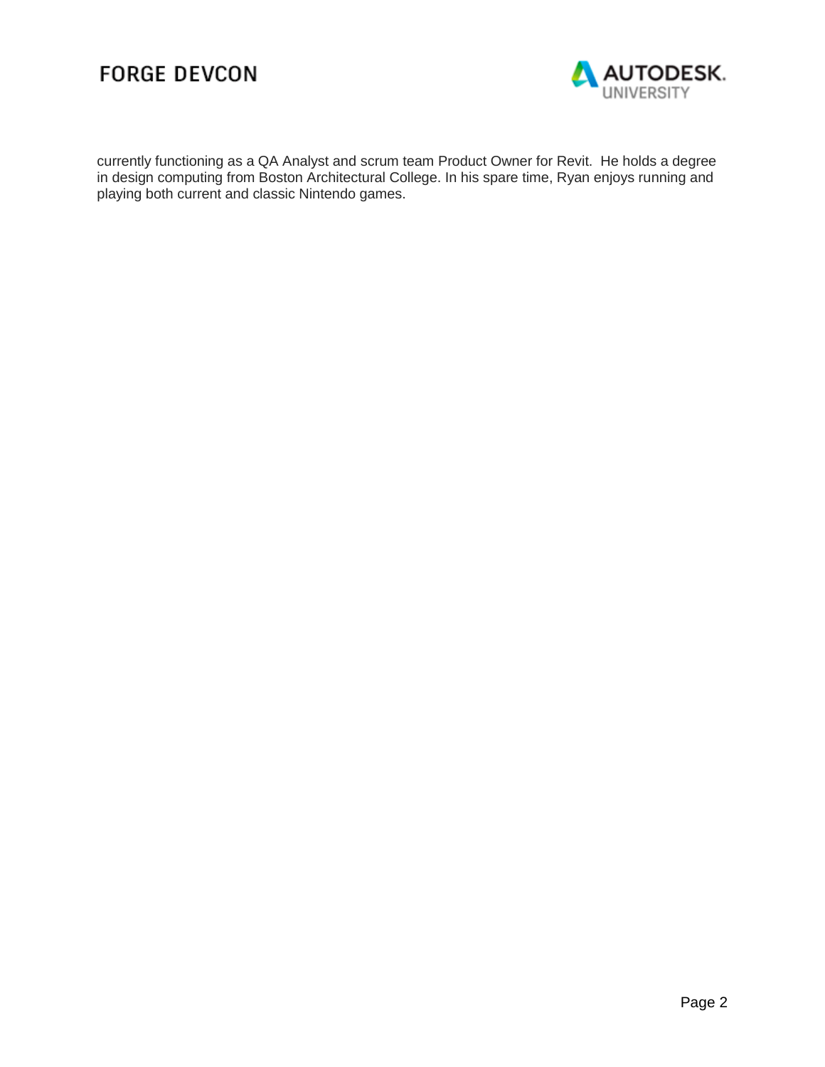currently functioning as a QA Analyst and scrum team Product Owner for Revit. He holds a degree in design computing from Boston Architectural College. In his spare time, Ryan enjoys running and playing both current and classic Nintendo games.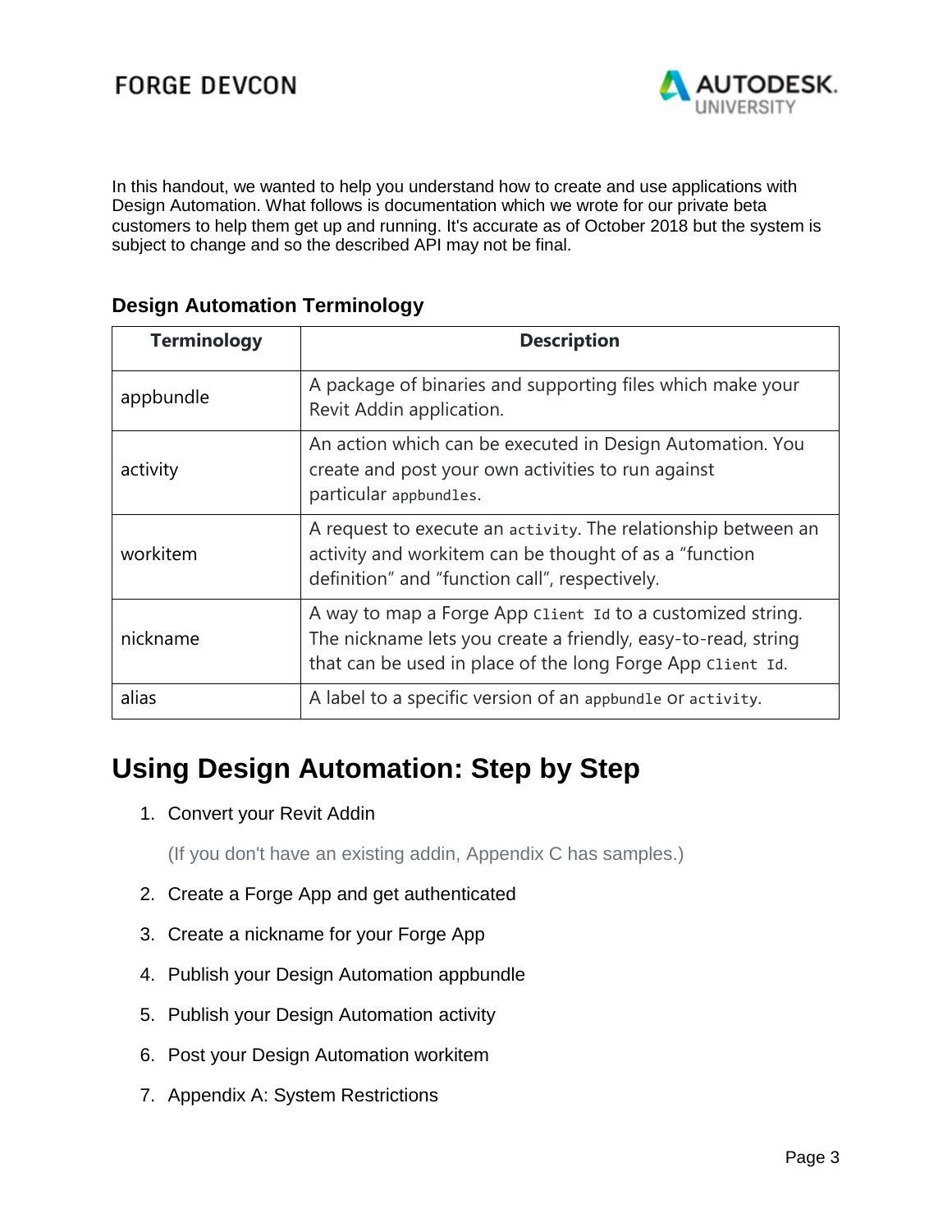In this handout, we wanted to help you understand how to create and use applications with Design Automation. What follows is documentation which we wrote for our private beta customers to help them get up and running. It's accurate as of October 2018 but the system is subject to change and so the described API may not be final.

### Design Automation Terminology

| Terminology | Description |
|---|---|
| appbundle | A package of binaries and supporting files which make your Revit Addin application. |
| activity | An action which can be executed in Design Automation. You create and post your own activities to run against particular `appbundles`. |
| workitem | A request to execute an `activity`. The relationship between an activity and workitem can be thought of as a "function definition" and "function call", respectively. |
| nickname | A way to map a Forge App `Client Id` to a customized string. The nickname lets you create a friendly, easy-to-read, string that can be used in place of the long Forge App `Client Id`. |
| alias | A label to a specific version of an `appbundle` or `activity`. |

## Using Design Automation: Step by Step

1. Convert your Revit Addin

   (If you don't have an existing addin, Appendix C has samples.)

2. Create a Forge App and get authenticated
3. Create a nickname for your Forge App
4. Publish your Design Automation appbundle
5. Publish your Design Automation activity
6. Post your Design Automation workitem
7. Appendix A: System Restrictions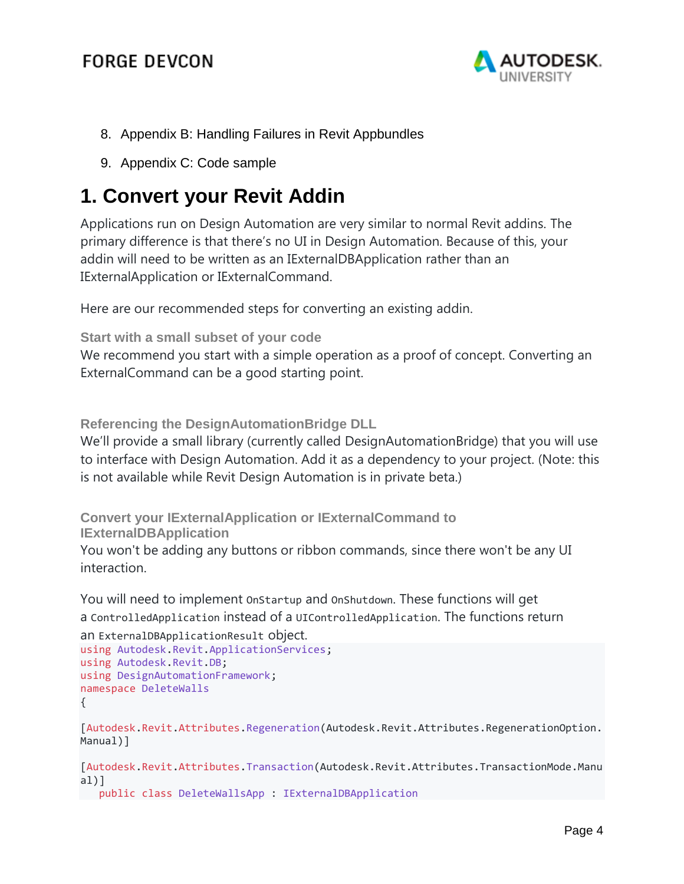8. Appendix B: Handling Failures in Revit Appbundles
9. Appendix C: Code sample

# 1. Convert your Revit Addin

Applications run on Design Automation are very similar to normal Revit addins. The primary difference is that there's no UI in Design Automation. Because of this, your addin will need to be written as an IExternalDBApplication rather than an IExternalApplication or IExternalCommand.

Here are our recommended steps for converting an existing addin.

### Start with a small subset of your code

We recommend you start with a simple operation as a proof of concept. Converting an ExternalCommand can be a good starting point.

### Referencing the DesignAutomationBridge DLL

We'll provide a small library (currently called DesignAutomationBridge) that you will use to interface with Design Automation. Add it as a dependency to your project. (Note: this is not available while Revit Design Automation is in private beta.)

### Convert your IExternalApplication or IExternalCommand to IExternalDBApplication

You won't be adding any buttons or ribbon commands, since there won't be any UI interaction.

You will need to implement `OnStartup` and `OnShutdown`. These functions will get a `ControlledApplication` instead of a `UIControlledApplication`. The functions return an `ExternalDBApplicationResult` object.

```
using Autodesk.Revit.ApplicationServices;
using Autodesk.Revit.DB;
using DesignAutomationFramework;
namespace DeleteWalls
{

[Autodesk.Revit.Attributes.Regeneration(Autodesk.Revit.Attributes.RegenerationOption.Manual)]

[Autodesk.Revit.Attributes.Transaction(Autodesk.Revit.Attributes.TransactionMode.Manual)]
   public class DeleteWallsApp : IExternalDBApplication
```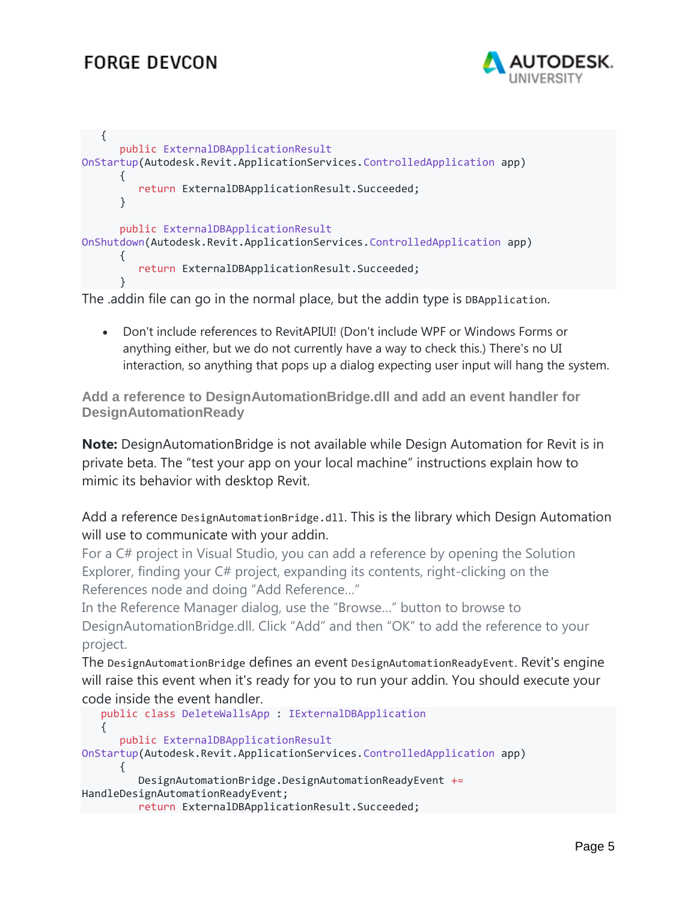```
    {
        public ExternalDBApplicationResult
OnStartup(Autodesk.Revit.ApplicationServices.ControlledApplication app)
        {
            return ExternalDBApplicationResult.Succeeded;
        }

        public ExternalDBApplicationResult
OnShutdown(Autodesk.Revit.ApplicationServices.ControlledApplication app)
        {
            return ExternalDBApplicationResult.Succeeded;
        }
```

The .addin file can go in the normal place, but the addin type is `DBApplication`.

- Don't include references to RevitAPIUI! (Don't include WPF or Windows Forms or anything either, but we do not currently have a way to check this.) There's no UI interaction, so anything that pops up a dialog expecting user input will hang the system.

### Add a reference to DesignAutomationBridge.dll and add an event handler for DesignAutomationReady

**Note:** DesignAutomationBridge is not available while Design Automation for Revit is in private beta. The "test your app on your local machine" instructions explain how to mimic its behavior with desktop Revit.

Add a reference `DesignAutomationBridge.dll`. This is the library which Design Automation will use to communicate with your addin.

For a C# project in Visual Studio, you can add a reference by opening the Solution Explorer, finding your C# project, expanding its contents, right-clicking on the References node and doing "Add Reference…"

In the Reference Manager dialog, use the "Browse…" button to browse to DesignAutomationBridge.dll. Click "Add" and then "OK" to add the reference to your project.

The `DesignAutomationBridge` defines an event `DesignAutomationReadyEvent`. Revit's engine will raise this event when it's ready for you to run your addin. You should execute your code inside the event handler.

```
    public class DeleteWallsApp : IExternalDBApplication
    {
        public ExternalDBApplicationResult
OnStartup(Autodesk.Revit.ApplicationServices.ControlledApplication app)
        {
            DesignAutomationBridge.DesignAutomationReadyEvent +=
HandleDesignAutomationReadyEvent;
            return ExternalDBApplicationResult.Succeeded;
```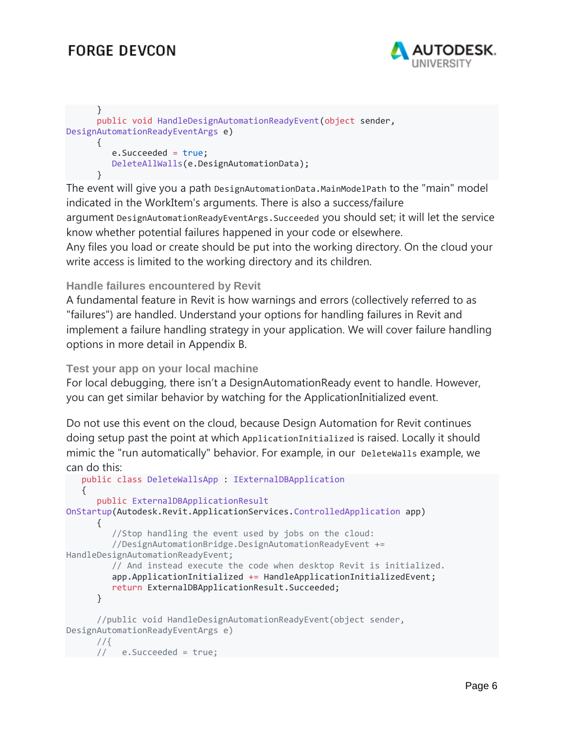```
    }
    public void HandleDesignAutomationReadyEvent(object sender,
DesignAutomationReadyEventArgs e)
    {
        e.Succeeded = true;
        DeleteAllWalls(e.DesignAutomationData);
    }
```

The event will give you a path `DesignAutomationData.MainModelPath` to the "main" model indicated in the WorkItem's arguments. There is also a success/failure argument `DesignAutomationReadyEventArgs.Succeeded` you should set; it will let the service know whether potential failures happened in your code or elsewhere.

Any files you load or create should be put into the working directory. On the cloud your write access is limited to the working directory and its children.

### Handle failures encountered by Revit

A fundamental feature in Revit is how warnings and errors (collectively referred to as "failures") are handled. Understand your options for handling failures in Revit and implement a failure handling strategy in your application. We will cover failure handling options in more detail in Appendix B.

### Test your app on your local machine

For local debugging, there isn't a DesignAutomationReady event to handle. However, you can get similar behavior by watching for the ApplicationInitialized event.

Do not use this event on the cloud, because Design Automation for Revit continues doing setup past the point at which `ApplicationInitialized` is raised. Locally it should mimic the "run automatically" behavior. For example, in our `DeleteWalls` example, we can do this:

```
  public class DeleteWallsApp : IExternalDBApplication
  {
    public ExternalDBApplicationResult
OnStartup(Autodesk.Revit.ApplicationServices.ControlledApplication app)
    {
        //Stop handling the event used by jobs on the cloud:
        //DesignAutomationBridge.DesignAutomationReadyEvent +=
HandleDesignAutomationReadyEvent;
        // And instead execute the code when desktop Revit is initialized.
        app.ApplicationInitialized += HandleApplicationInitializedEvent;
        return ExternalDBApplicationResult.Succeeded;
    }

    //public void HandleDesignAutomationReadyEvent(object sender,
DesignAutomationReadyEventArgs e)
    //{
    //   e.Succeeded = true;
```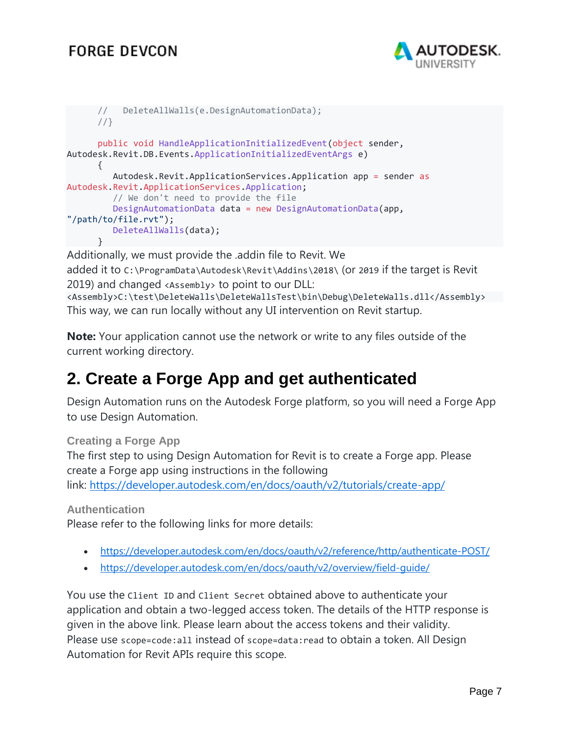```
      //   DeleteAllWalls(e.DesignAutomationData);
      //}

      public void HandleApplicationInitializedEvent(object sender,
Autodesk.Revit.DB.Events.ApplicationInitializedEventArgs e)
      {
         Autodesk.Revit.ApplicationServices.Application app = sender as
Autodesk.Revit.ApplicationServices.Application;
         // We don't need to provide the file
         DesignAutomationData data = new DesignAutomationData(app,
"/path/to/file.rvt");
         DeleteAllWalls(data);
      }
```

Additionally, we must provide the .addin file to Revit. We added it to `C:\ProgramData\Autodesk\Revit\Addins\2018\` (or `2019` if the target is Revit 2019) and changed `<Assembly>` to point to our DLL:

```
<Assembly>C:\test\DeleteWalls\DeleteWallsTest\bin\Debug\DeleteWalls.dll</Assembly>
```

This way, we can run locally without any UI intervention on Revit startup.

**Note:** Your application cannot use the network or write to any files outside of the current working directory.

# 2. Create a Forge App and get authenticated

Design Automation runs on the Autodesk Forge platform, so you will need a Forge App to use Design Automation.

### Creating a Forge App

The first step to using Design Automation for Revit is to create a Forge app. Please create a Forge app using instructions in the following link: https://developer.autodesk.com/en/docs/oauth/v2/tutorials/create-app/

### Authentication

Please refer to the following links for more details:

- https://developer.autodesk.com/en/docs/oauth/v2/reference/http/authenticate-POST/
- https://developer.autodesk.com/en/docs/oauth/v2/overview/field-guide/

You use the `Client ID` and `Client Secret` obtained above to authenticate your application and obtain a two-legged access token. The details of the HTTP response is given in the above link. Please learn about the access tokens and their validity. Please use `scope=code:all` instead of `scope=data:read` to obtain a token. All Design Automation for Revit APIs require this scope.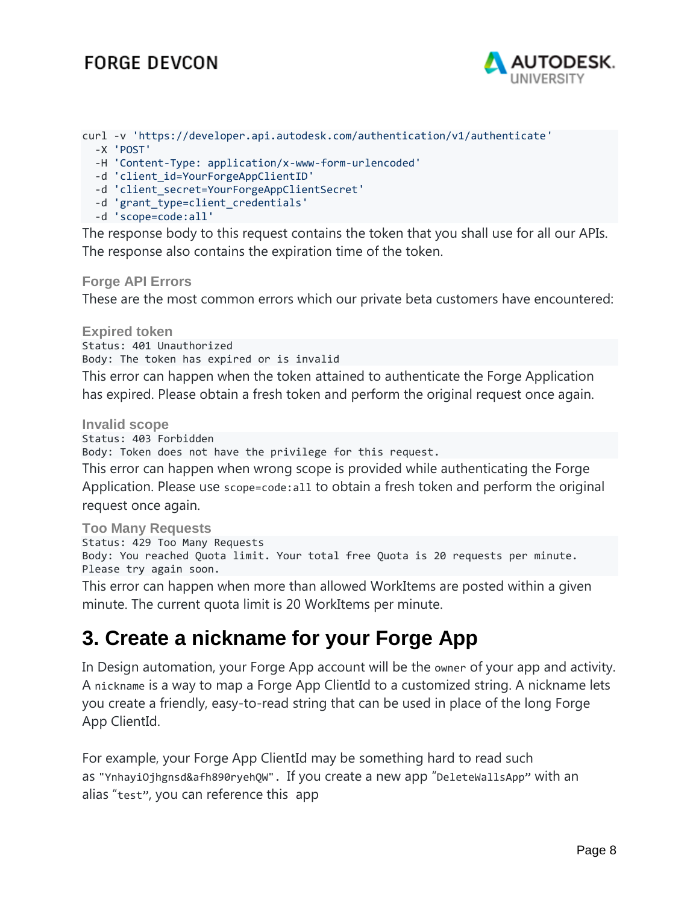```
curl -v 'https://developer.api.autodesk.com/authentication/v1/authenticate'
  -X 'POST'
  -H 'Content-Type: application/x-www-form-urlencoded'
  -d 'client_id=YourForgeAppClientID'
  -d 'client_secret=YourForgeAppClientSecret'
  -d 'grant_type=client_credentials'
  -d 'scope=code:all'
```

The response body to this request contains the token that you shall use for all our APIs. The response also contains the expiration time of the token.

#### Forge API Errors

These are the most common errors which our private beta customers have encountered:

#### Expired token

```
Status: 401 Unauthorized
Body: The token has expired or is invalid
```

This error can happen when the token attained to authenticate the Forge Application has expired. Please obtain a fresh token and perform the original request once again.

#### Invalid scope

```
Status: 403 Forbidden
Body: Token does not have the privilege for this request.
```

This error can happen when wrong scope is provided while authenticating the Forge Application. Please use `scope=code:all` to obtain a fresh token and perform the original request once again.

#### Too Many Requests

```
Status: 429 Too Many Requests
Body: You reached Quota limit. Your total free Quota is 20 requests per minute.
Please try again soon.
```

This error can happen when more than allowed WorkItems are posted within a given minute. The current quota limit is 20 WorkItems per minute.

## 3. Create a nickname for your Forge App

In Design automation, your Forge App account will be the `owner` of your app and activity. A `nickname` is a way to map a Forge App ClientId to a customized string. A nickname lets you create a friendly, easy-to-read string that can be used in place of the long Forge App ClientId.

For example, your Forge App ClientId may be something hard to read such as `"YnhayiOjhgnsd&afh890ryehQW"`. If you create a new app "`DeleteWallsApp`" with an alias "`test`", you can reference this app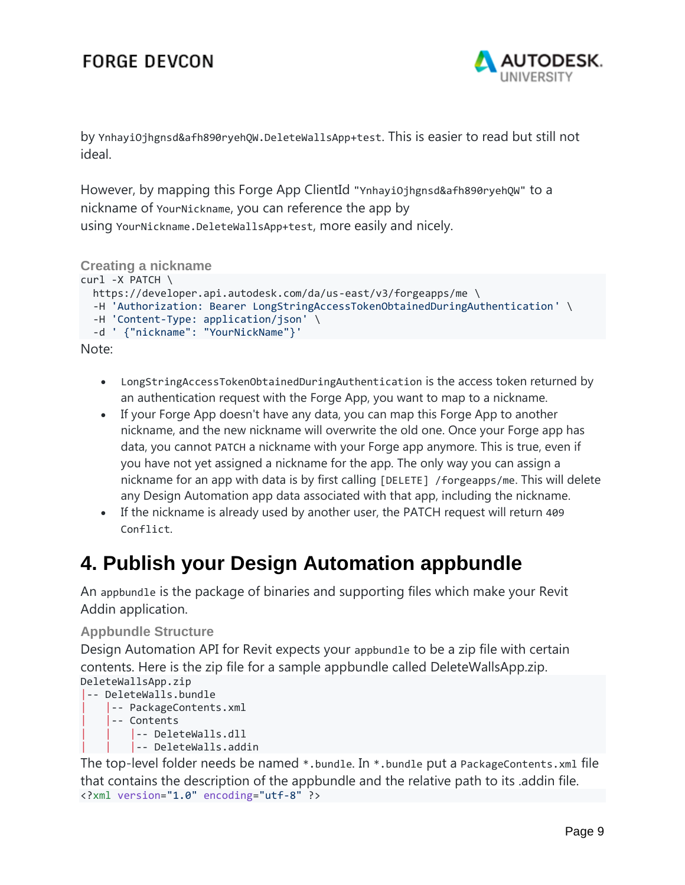by `YnhayiOjhgnsd&afh890ryehQW.DeleteWallsApp+test`. This is easier to read but still not ideal.

However, by mapping this Forge App ClientId `"YnhayiOjhgnsd&afh890ryehQW"` to a nickname of `YourNickname`, you can reference the app by using `YourNickname.DeleteWallsApp+test`, more easily and nicely.

### Creating a nickname

```
curl -X PATCH \
  https://developer.api.autodesk.com/da/us-east/v3/forgeapps/me \
  -H 'Authorization: Bearer LongStringAccessTokenObtainedDuringAuthentication' \
  -H 'Content-Type: application/json' \
  -d ' {"nickname": "YourNickName"}'
```

Note:

- `LongStringAccessTokenObtainedDuringAuthentication` is the access token returned by an authentication request with the Forge App, you want to map to a nickname.
- If your Forge App doesn't have any data, you can map this Forge App to another nickname, and the new nickname will overwrite the old one. Once your Forge app has data, you cannot `PATCH` a nickname with your Forge app anymore. This is true, even if you have not yet assigned a nickname for the app. The only way you can assign a nickname for an app with data is by first calling `[DELETE] /forgeapps/me`. This will delete any Design Automation app data associated with that app, including the nickname.
- If the nickname is already used by another user, the PATCH request will return `409 Conflict`.

# 4. Publish your Design Automation appbundle

An `appbundle` is the package of binaries and supporting files which make your Revit Addin application.

### Appbundle Structure

Design Automation API for Revit expects your `appbundle` to be a zip file with certain contents. Here is the zip file for a sample appbundle called DeleteWallsApp.zip.

```
DeleteWallsApp.zip
|-- DeleteWalls.bundle
|    |-- PackageContents.xml
|    |-- Contents
|    |    |-- DeleteWalls.dll
|    |    |-- DeleteWalls.addin
```

The top-level folder needs be named `*.bundle`. In `*.bundle` put a `PackageContents.xml` file that contains the description of the appbundle and the relative path to its .addin file.

```
<?xml version="1.0" encoding="utf-8" ?>
```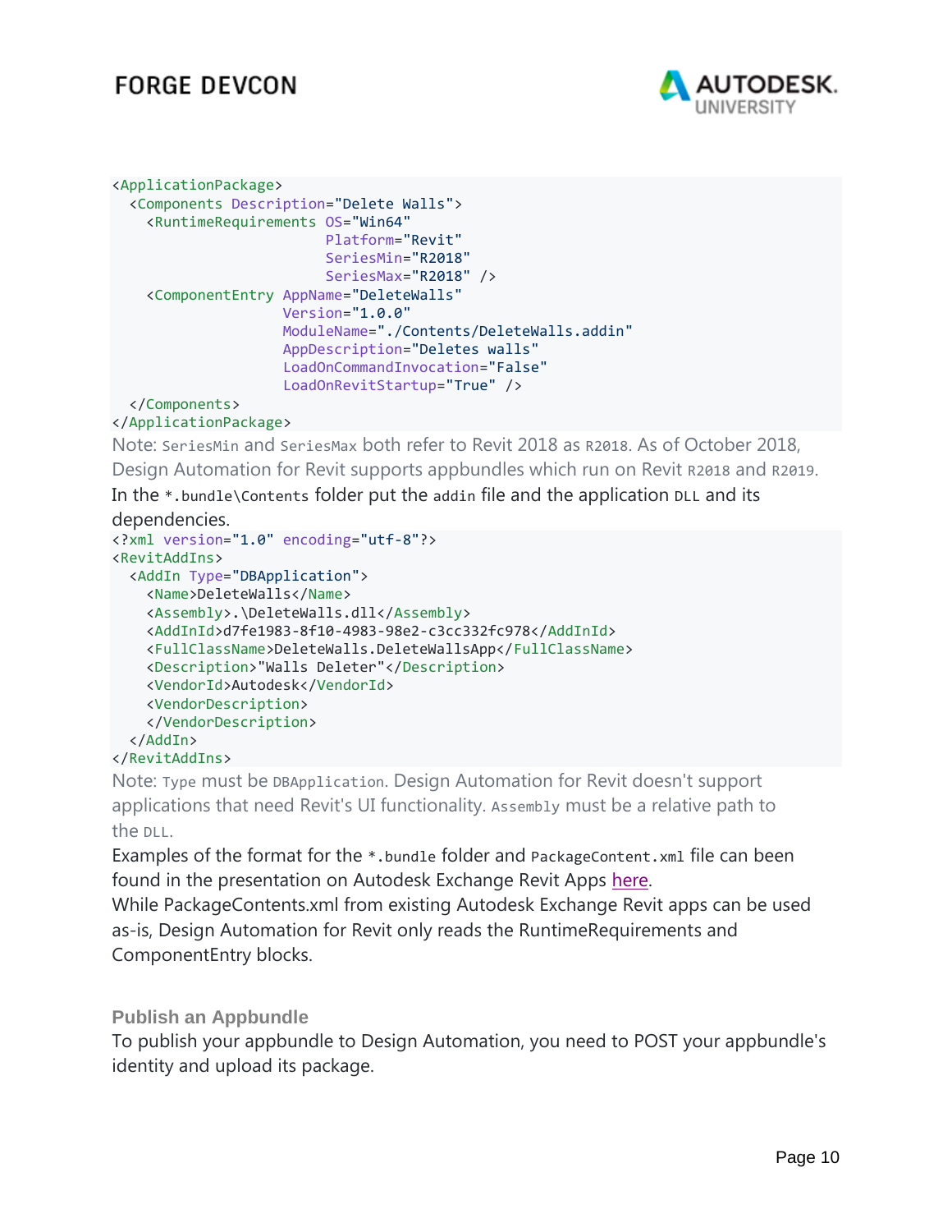```xml
<ApplicationPackage>
  <Components Description="Delete Walls">
    <RuntimeRequirements OS="Win64"
                         Platform="Revit"
                         SeriesMin="R2018"
                         SeriesMax="R2018" />
    <ComponentEntry AppName="DeleteWalls"
                    Version="1.0.0"
                    ModuleName="./Contents/DeleteWalls.addin"
                    AppDescription="Deletes walls"
                    LoadOnCommandInvocation="False"
                    LoadOnRevitStartup="True" />
  </Components>
</ApplicationPackage>
```

Note: `SeriesMin` and `SeriesMax` both refer to Revit 2018 as `R2018`. As of October 2018, Design Automation for Revit supports appbundles which run on Revit `R2018` and `R2019`.

In the `*.bundle\Contents` folder put the `addin` file and the application `DLL` and its dependencies.

```xml
<?xml version="1.0" encoding="utf-8"?>
<RevitAddIns>
  <AddIn Type="DBApplication">
    <Name>DeleteWalls</Name>
    <Assembly>.\DeleteWalls.dll</Assembly>
    <AddInId>d7fe1983-8f10-4983-98e2-c3cc332fc978</AddInId>
    <FullClassName>DeleteWalls.DeleteWallsApp</FullClassName>
    <Description>"Walls Deleter"</Description>
    <VendorId>Autodesk</VendorId>
    <VendorDescription>
    </VendorDescription>
  </AddIn>
</RevitAddIns>
```

Note: `Type` must be `DBApplication`. Design Automation for Revit doesn't support applications that need Revit's UI functionality. `Assembly` must be a relative path to the `DLL`.

Examples of the format for the `*.bundle` folder and `PackageContent.xml` file can been found in the presentation on Autodesk Exchange Revit Apps here.

While PackageContents.xml from existing Autodesk Exchange Revit apps can be used as-is, Design Automation for Revit only reads the RuntimeRequirements and ComponentEntry blocks.

### Publish an Appbundle

To publish your appbundle to Design Automation, you need to POST your appbundle's identity and upload its package.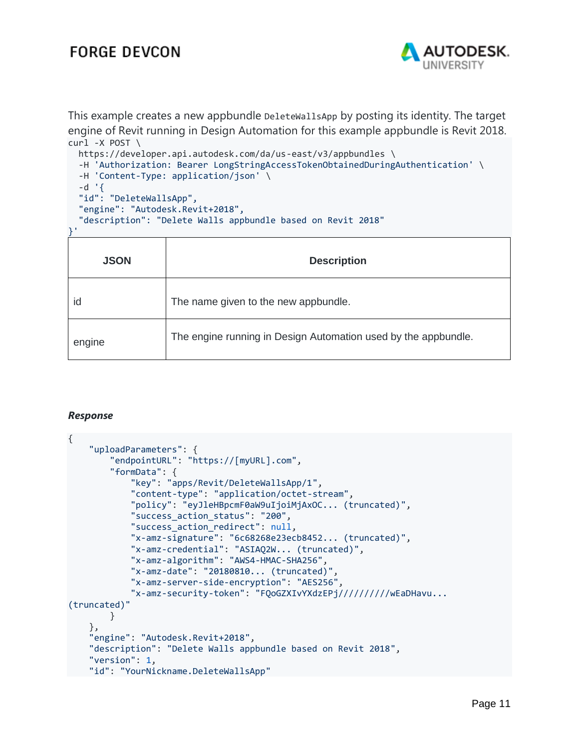This example creates a new appbundle `DeleteWallsApp` by posting its identity. The target engine of Revit running in Design Automation for this example appbundle is Revit 2018.

```
curl -X POST \
  https://developer.api.autodesk.com/da/us-east/v3/appbundles \
  -H 'Authorization: Bearer LongStringAccessTokenObtainedDuringAuthentication' \
  -H 'Content-Type: application/json' \
  -d '{
  "id": "DeleteWallsApp",
  "engine": "Autodesk.Revit+2018",
  "description": "Delete Walls appbundle based on Revit 2018"
}'
```

| JSON | Description |
|---|---|
| id | The name given to the new appbundle. |
| engine | The engine running in Design Automation used by the appbundle. |

***Response***

```
{
    "uploadParameters": {
        "endpointURL": "https://[myURL].com",
        "formData": {
            "key": "apps/Revit/DeleteWallsApp/1",
            "content-type": "application/octet-stream",
            "policy": "eyJleHBpcmF0aW9uIjoiMjAxOC... (truncated)",
            "success_action_status": "200",
            "success_action_redirect": null,
            "x-amz-signature": "6c68268e23ecb8452... (truncated)",
            "x-amz-credential": "ASIAQ2W... (truncated)",
            "x-amz-algorithm": "AWS4-HMAC-SHA256",
            "x-amz-date": "20180810... (truncated)",
            "x-amz-server-side-encryption": "AES256",
            "x-amz-security-token": "FQoGZXIvYXdzEPj//////////wEaDHavu...
(truncated)"
        }
    },
    "engine": "Autodesk.Revit+2018",
    "description": "Delete Walls appbundle based on Revit 2018",
    "version": 1,
    "id": "YourNickname.DeleteWallsApp"
```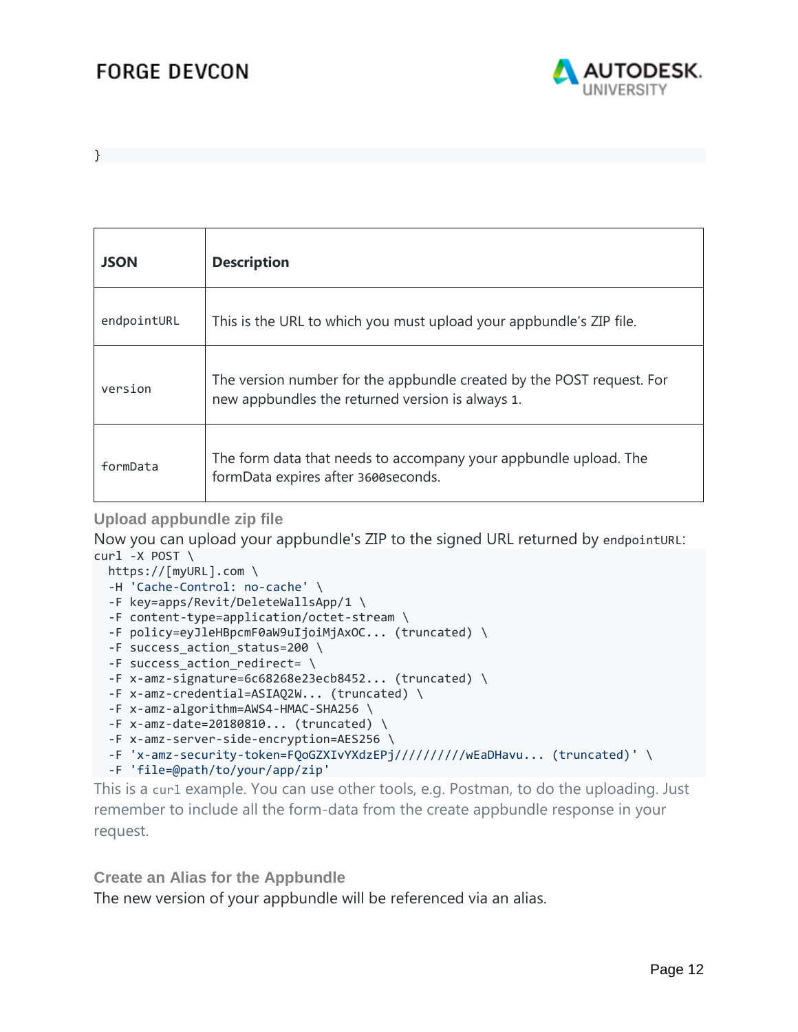```
}
```

| JSON | Description |
|---|---|
| endpointURL | This is the URL to which you must upload your appbundle's ZIP file. |
| version | The version number for the appbundle created by the POST request. For new appbundles the returned version is always 1. |
| formData | The form data that needs to accompany your appbundle upload. The formData expires after 3600seconds. |

### Upload appbundle zip file

Now you can upload your appbundle's ZIP to the signed URL returned by `endpointURL`:

```
curl -X POST \
  https://[myURL].com \
  -H 'Cache-Control: no-cache' \
  -F key=apps/Revit/DeleteWallsApp/1 \
  -F content-type=application/octet-stream \
  -F policy=eyJleHBpcmF0aW9uIjoiMjAxOC... (truncated) \
  -F success_action_status=200 \
  -F success_action_redirect= \
  -F x-amz-signature=6c68268e23ecb8452... (truncated) \
  -F x-amz-credential=ASIAQ2W... (truncated) \
  -F x-amz-algorithm=AWS4-HMAC-SHA256 \
  -F x-amz-date=20180810... (truncated) \
  -F x-amz-server-side-encryption=AES256 \
  -F 'x-amz-security-token=FQoGZXIvYXdzEPj//////////wEaDHavu... (truncated)' \
  -F 'file=@path/to/your/app/zip'
```

This is a `curl` example. You can use other tools, e.g. Postman, to do the uploading. Just remember to include all the form-data from the create appbundle response in your request.

### Create an Alias for the Appbundle

The new version of your appbundle will be referenced via an alias.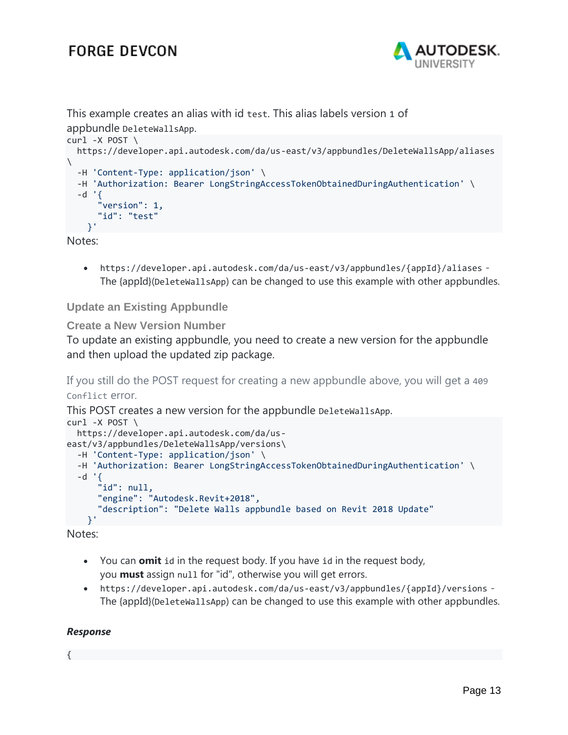This example creates an alias with id `test`. This alias labels version `1` of appbundle `DeleteWallsApp`.

```
curl -X POST \
  https://developer.api.autodesk.com/da/us-east/v3/appbundles/DeleteWallsApp/aliases
\
  -H 'Content-Type: application/json' \
  -H 'Authorization: Bearer LongStringAccessTokenObtainedDuringAuthentication' \
  -d '{
      "version": 1,
      "id": "test"
    }'
```

Notes:

- `https://developer.api.autodesk.com/da/us-east/v3/appbundles/{appId}/aliases` - The {appId}(`DeleteWallsApp`) can be changed to use this example with other appbundles.

### Update an Existing Appbundle

#### Create a New Version Number

To update an existing appbundle, you need to create a new version for the appbundle and then upload the updated zip package.

If you still do the POST request for creating a new appbundle above, you will get a `409 Conflict` error.

This POST creates a new version for the appbundle `DeleteWallsApp`.

```
curl -X POST \
  https://developer.api.autodesk.com/da/us-
east/v3/appbundles/DeleteWallsApp/versions\
  -H 'Content-Type: application/json' \
  -H 'Authorization: Bearer LongStringAccessTokenObtainedDuringAuthentication' \
  -d '{
      "id": null,
      "engine": "Autodesk.Revit+2018",
      "description": "Delete Walls appbundle based on Revit 2018 Update"
    }'
```

Notes:

- You can **omit** `id` in the request body. If you have `id` in the request body, you **must** assign `null` for "id", otherwise you will get errors.
- `https://developer.api.autodesk.com/da/us-east/v3/appbundles/{appId}/versions` - The {appId}(`DeleteWallsApp`) can be changed to use this example with other appbundles.

***Response***

```
{
```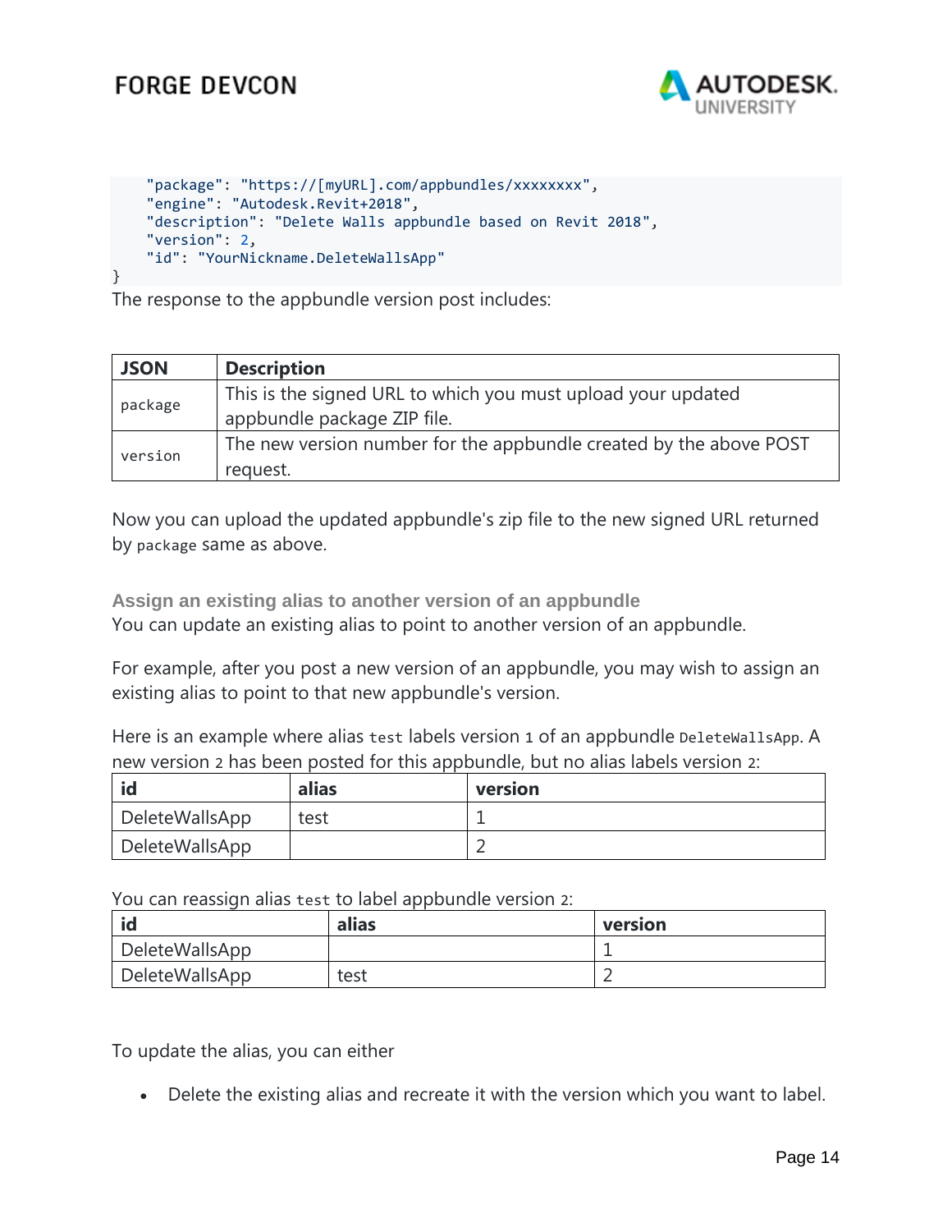```
    "package": "https://[myURL].com/appbundles/xxxxxxxx",
    "engine": "Autodesk.Revit+2018",
    "description": "Delete Walls appbundle based on Revit 2018",
    "version": 2,
    "id": "YourNickname.DeleteWallsApp"
}
```

The response to the appbundle version post includes:

| JSON | Description |
| --- | --- |
| `package` | This is the signed URL to which you must upload your updated appbundle package ZIP file. |
| `version` | The new version number for the appbundle created by the above POST request. |

Now you can upload the updated appbundle's zip file to the new signed URL returned by `package` same as above.

### Assign an existing alias to another version of an appbundle

You can update an existing alias to point to another version of an appbundle.

For example, after you post a new version of an appbundle, you may wish to assign an existing alias to point to that new appbundle's version.

Here is an example where alias `test` labels version `1` of an appbundle `DeleteWallsApp`. A new version `2` has been posted for this appbundle, but no alias labels version `2`:

| id | alias | version |
| --- | --- | --- |
| DeleteWallsApp | test | 1 |
| DeleteWallsApp | | 2 |

You can reassign alias `test` to label appbundle version `2`:

| id | alias | version |
| --- | --- | --- |
| DeleteWallsApp | | 1 |
| DeleteWallsApp | test | 2 |

To update the alias, you can either

- Delete the existing alias and recreate it with the version which you want to label.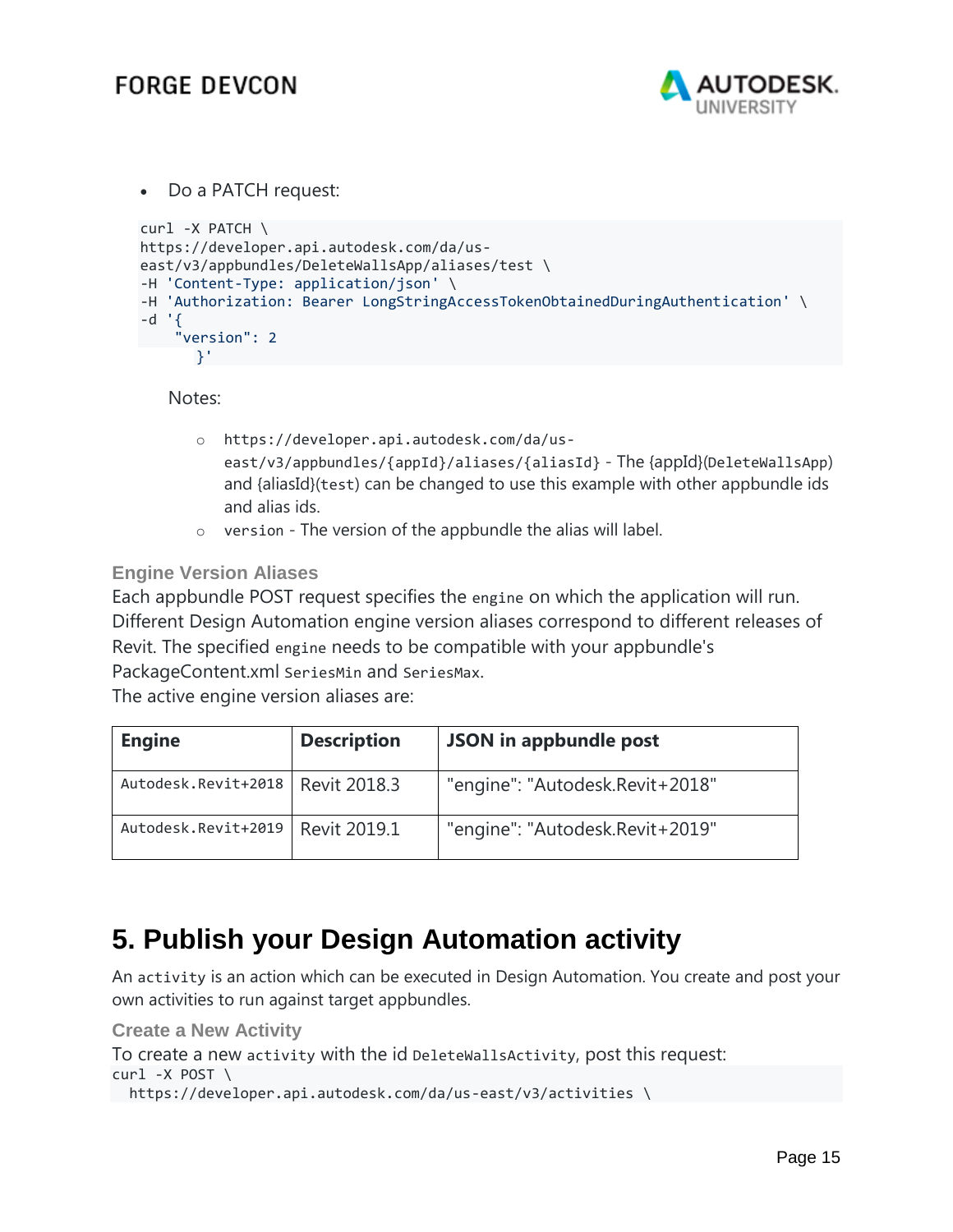- Do a PATCH request:

```
curl -X PATCH \
https://developer.api.autodesk.com/da/us-
east/v3/appbundles/DeleteWallsApp/aliases/test \
-H 'Content-Type: application/json' \
-H 'Authorization: Bearer LongStringAccessTokenObtainedDuringAuthentication' \
-d '{
    "version": 2
      }'
```

Notes:

- `https://developer.api.autodesk.com/da/us-east/v3/appbundles/{appId}/aliases/{aliasId}` - The {appId}(`DeleteWallsApp`) and {aliasId}(`test`) can be changed to use this example with other appbundle ids and alias ids.
- `version` - The version of the appbundle the alias will label.

### Engine Version Aliases

Each appbundle POST request specifies the `engine` on which the application will run. Different Design Automation engine version aliases correspond to different releases of Revit. The specified `engine` needs to be compatible with your appbundle's PackageContent.xml `SeriesMin` and `SeriesMax`.

The active engine version aliases are:

| Engine | Description | JSON in appbundle post |
|---|---|---|
| `Autodesk.Revit+2018` | Revit 2018.3 | "engine": "Autodesk.Revit+2018" |
| `Autodesk.Revit+2019` | Revit 2019.1 | "engine": "Autodesk.Revit+2019" |

## 5. Publish your Design Automation activity

An `activity` is an action which can be executed in Design Automation. You create and post your own activities to run against target appbundles.

### Create a New Activity

To create a new `activity` with the id `DeleteWallsActivity`, post this request:

```
curl -X POST \
  https://developer.api.autodesk.com/da/us-east/v3/activities \
```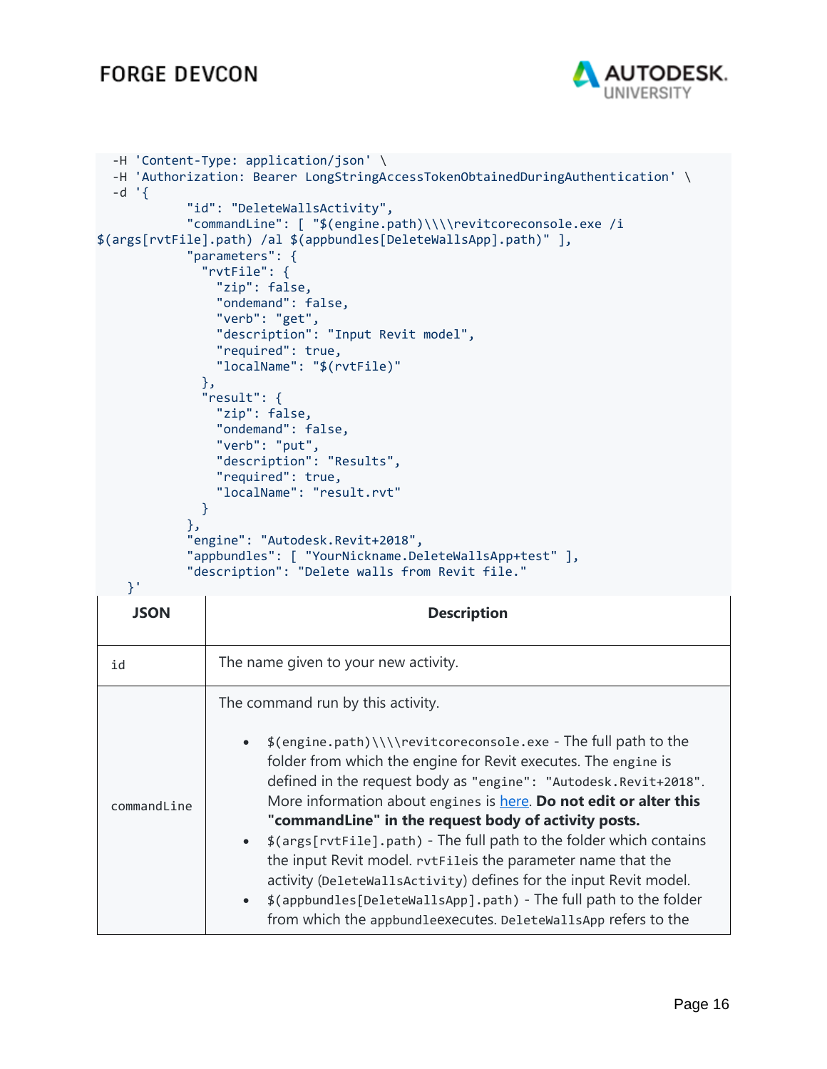```
  -H 'Content-Type: application/json' \
  -H 'Authorization: Bearer LongStringAccessTokenObtainedDuringAuthentication' \
  -d '{
            "id": "DeleteWallsActivity",
            "commandLine": [ "$(engine.path)\\\\revitcoreconsole.exe /i
$(args[rvtFile].path) /al $(appbundles[DeleteWallsApp].path)" ],
            "parameters": {
              "rvtFile": {
                "zip": false,
                "ondemand": false,
                "verb": "get",
                "description": "Input Revit model",
                "required": true,
                "localName": "$(rvtFile)"
              },
              "result": {
                "zip": false,
                "ondemand": false,
                "verb": "put",
                "description": "Results",
                "required": true,
                "localName": "result.rvt"
              }
            },
            "engine": "Autodesk.Revit+2018",
            "appbundles": [ "YourNickname.DeleteWallsApp+test" ],
            "description": "Delete walls from Revit file."
    }'
```

| JSON | Description |
|---|---|
| `id` | The name given to your new activity. |
| `commandLine` | The command run by this activity.<br><br>• `$(engine.path)\\\\revitcoreconsole.exe` - The full path to the folder from which the engine for Revit executes. The `engine` is defined in the request body as `"engine": "Autodesk.Revit+2018"`. More information about `engines` is [here](). **Do not edit or alter this "commandLine" in the request body of activity posts.**<br>• `$(args[rvtFile].path)` - The full path to the folder which contains the input Revit model. `rvtFile`is the parameter name that the activity (`DeleteWallsActivity`) defines for the input Revit model.<br>• `$(appbundles[DeleteWallsApp].path)` - The full path to the folder from which the `appbundle`executes. `DeleteWallsApp` refers to the |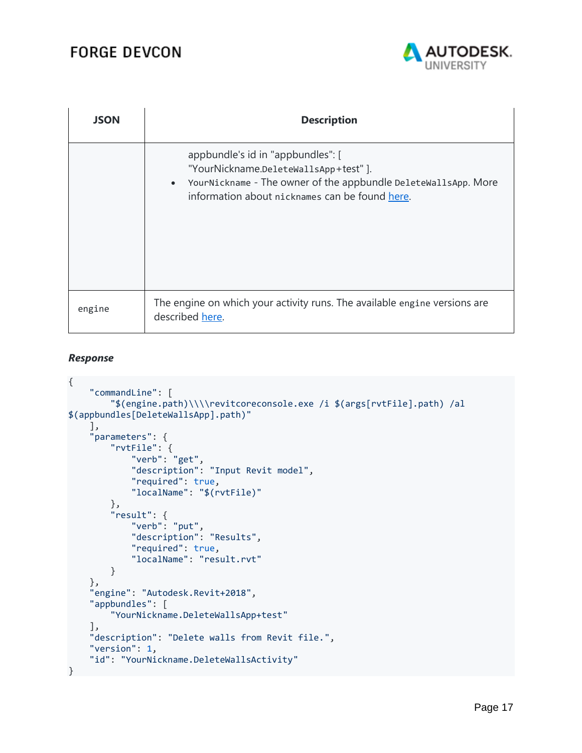| JSON | Description |
|---|---|
| | appbundle's id in "appbundles": [ "YourNickname.DeleteWallsApp+test" ].<br>• YourNickname - The owner of the appbundle DeleteWallsApp. More information about nicknames can be found here. |
| engine | The engine on which your activity runs. The available engine versions are described here. |

***Response***

```
{
    "commandLine": [
        "$(engine.path)\\\\revitcoreconsole.exe /i $(args[rvtFile].path) /al
$(appbundles[DeleteWallsApp].path)"
    ],
    "parameters": {
        "rvtFile": {
            "verb": "get",
            "description": "Input Revit model",
            "required": true,
            "localName": "$(rvtFile)"
        },
        "result": {
            "verb": "put",
            "description": "Results",
            "required": true,
            "localName": "result.rvt"
        }
    },
    "engine": "Autodesk.Revit+2018",
    "appbundles": [
        "YourNickname.DeleteWallsApp+test"
    ],
    "description": "Delete walls from Revit file.",
    "version": 1,
    "id": "YourNickname.DeleteWallsActivity"
}
```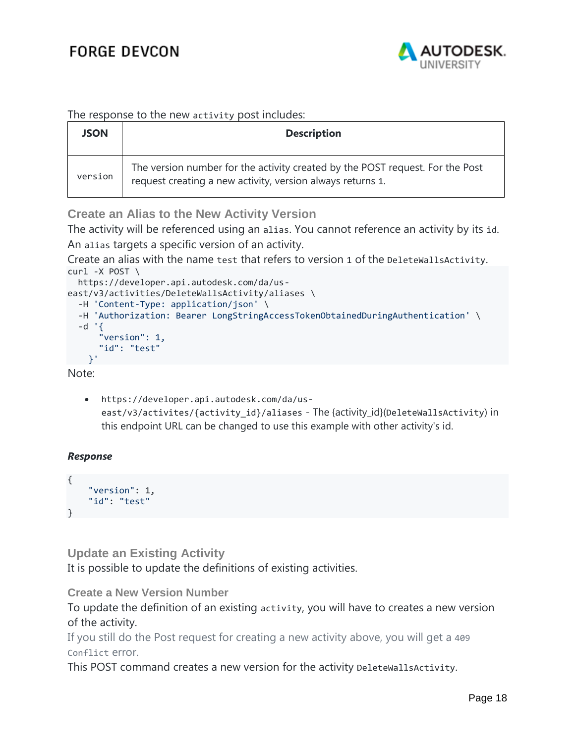The response to the new `activity` post includes:

| JSON | Description |
| --- | --- |
| `version` | The version number for the activity created by the POST request. For the Post request creating a new activity, version always returns `1`. |

### Create an Alias to the New Activity Version

The activity will be referenced using an `alias`. You cannot reference an activity by its `id`. An `alias` targets a specific version of an activity.

Create an alias with the name `test` that refers to version `1` of the `DeleteWallsActivity`.

```
curl -X POST \
  https://developer.api.autodesk.com/da/us-east/v3/activities/DeleteWallsActivity/aliases \
  -H 'Content-Type: application/json' \
  -H 'Authorization: Bearer LongStringAccessTokenObtainedDuringAuthentication' \
  -d '{
      "version": 1,
      "id": "test"
    }'
```

Note:

- `https://developer.api.autodesk.com/da/us-east/v3/activites/{activity_id}/aliases` - The {activity_id}(`DeleteWallsActivity`) in this endpoint URL can be changed to use this example with other activity's id.

***Response***

```
{
    "version": 1,
    "id": "test"
}
```

### Update an Existing Activity

It is possible to update the definitions of existing activities.

#### Create a New Version Number

To update the definition of an existing `activity`, you will have to creates a new version of the activity.

If you still do the Post request for creating a new activity above, you will get a `409 Conflict` error.

This POST command creates a new version for the activity `DeleteWallsActivity`.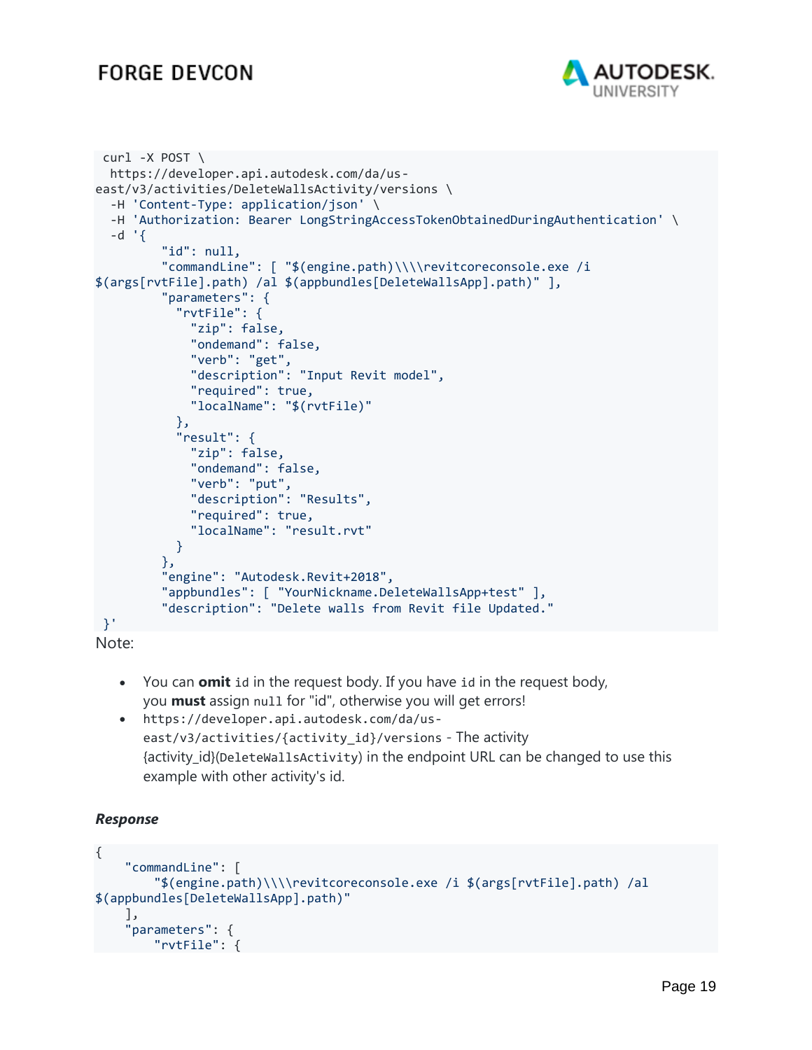```
curl -X POST \
  https://developer.api.autodesk.com/da/us-east/v3/activities/DeleteWallsActivity/versions \
  -H 'Content-Type: application/json' \
  -H 'Authorization: Bearer LongStringAccessTokenObtainedDuringAuthentication' \
  -d '{
        "id": null,
        "commandLine": [ "$(engine.path)\\\\revitcoreconsole.exe /i $(args[rvtFile].path) /al $(appbundles[DeleteWallsApp].path)" ],
        "parameters": {
          "rvtFile": {
            "zip": false,
            "ondemand": false,
            "verb": "get",
            "description": "Input Revit model",
            "required": true,
            "localName": "$(rvtFile)"
          },
          "result": {
            "zip": false,
            "ondemand": false,
            "verb": "put",
            "description": "Results",
            "required": true,
            "localName": "result.rvt"
          }
        },
        "engine": "Autodesk.Revit+2018",
        "appbundles": [ "YourNickname.DeleteWallsApp+test" ],
        "description": "Delete walls from Revit file Updated."
}'
```

Note:

- You can **omit** `id` in the request body. If you have `id` in the request body, you **must** assign `null` for "id", otherwise you will get errors!
- `https://developer.api.autodesk.com/da/us-east/v3/activities/{activity_id}/versions` - The activity {activity_id}(`DeleteWallsActivity`) in the endpoint URL can be changed to use this example with other activity's id.

***Response***

```
{
    "commandLine": [
        "$(engine.path)\\\\revitcoreconsole.exe /i $(args[rvtFile].path) /al $(appbundles[DeleteWallsApp].path)"
    ],
    "parameters": {
        "rvtFile": {
```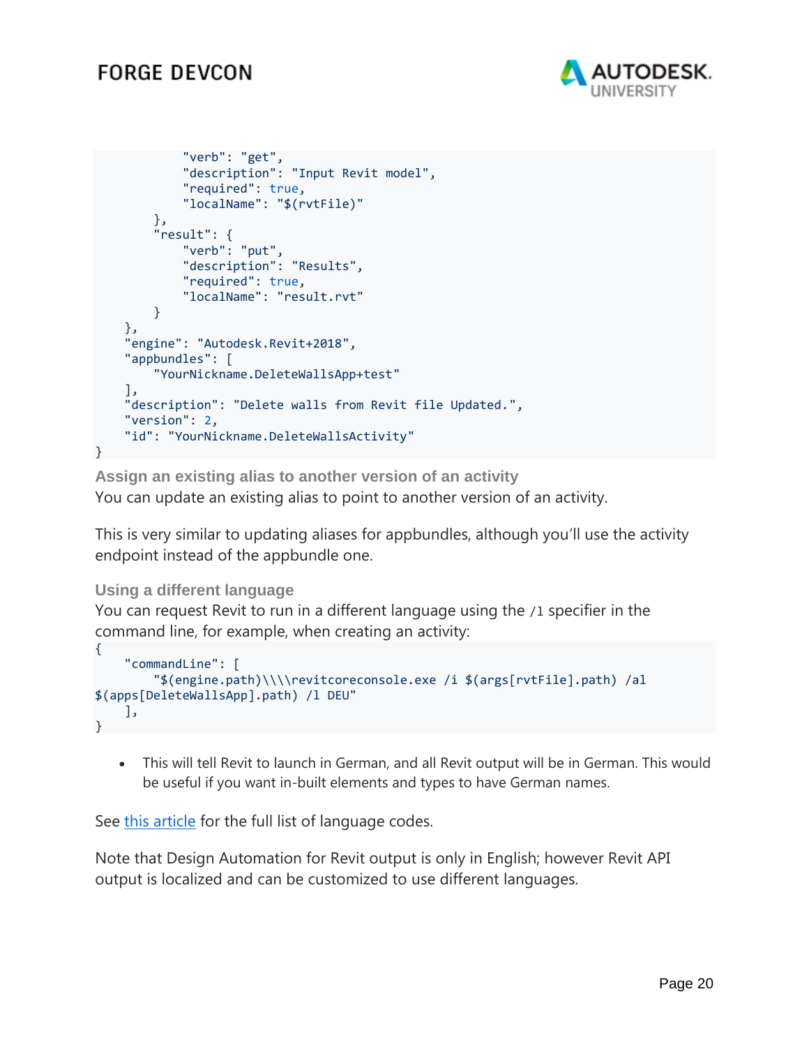```
            "verb": "get",
            "description": "Input Revit model",
            "required": true,
            "localName": "$(rvtFile)"
        },
        "result": {
            "verb": "put",
            "description": "Results",
            "required": true,
            "localName": "result.rvt"
        }
    },
    "engine": "Autodesk.Revit+2018",
    "appbundles": [
        "YourNickname.DeleteWallsApp+test"
    ],
    "description": "Delete walls from Revit file Updated.",
    "version": 2,
    "id": "YourNickname.DeleteWallsActivity"
}
```

### Assign an existing alias to another version of an activity

You can update an existing alias to point to another version of an activity.

This is very similar to updating aliases for appbundles, although you'll use the activity endpoint instead of the appbundle one.

### Using a different language

You can request Revit to run in a different language using the `/l` specifier in the command line, for example, when creating an activity:

```
{
    "commandLine": [
        "$(engine.path)\\\\revitcoreconsole.exe /i $(args[rvtFile].path) /al $(apps[DeleteWallsApp].path) /l DEU"
    ],
}
```

- This will tell Revit to launch in German, and all Revit output will be in German. This would be useful if you want in-built elements and types to have German names.

See this article for the full list of language codes.

Note that Design Automation for Revit output is only in English; however Revit API output is localized and can be customized to use different languages.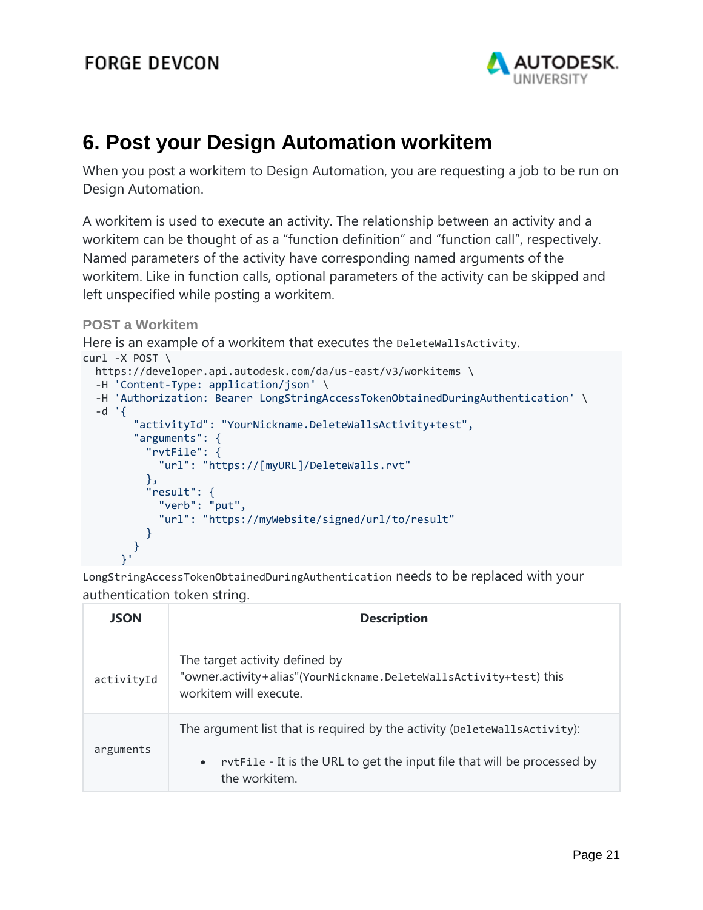## 6. Post your Design Automation workitem

When you post a workitem to Design Automation, you are requesting a job to be run on Design Automation.

A workitem is used to execute an activity. The relationship between an activity and a workitem can be thought of as a "function definition" and "function call", respectively. Named parameters of the activity have corresponding named arguments of the workitem. Like in function calls, optional parameters of the activity can be skipped and left unspecified while posting a workitem.

### POST a Workitem

Here is an example of a workitem that executes the `DeleteWallsActivity`.

```
curl -X POST \
  https://developer.api.autodesk.com/da/us-east/v3/workitems \
  -H 'Content-Type: application/json' \
  -H 'Authorization: Bearer LongStringAccessTokenObtainedDuringAuthentication' \
  -d '{
        "activityId": "YourNickname.DeleteWallsActivity+test",
        "arguments": {
          "rvtFile": {
            "url": "https://[myURL]/DeleteWalls.rvt"
          },
          "result": {
            "verb": "put",
            "url": "https://myWebsite/signed/url/to/result"
          }
        }
      }'
```

`LongStringAccessTokenObtainedDuringAuthentication` needs to be replaced with your authentication token string.

| JSON | Description |
| --- | --- |
| `activityId` | The target activity defined by "owner.activity+alias"(`YourNickname.DeleteWallsActivity+test`) this workitem will execute. |
| `arguments` | The argument list that is required by the activity (`DeleteWallsActivity`): <br>• `rvtFile` - It is the URL to get the input file that will be processed by the workitem. |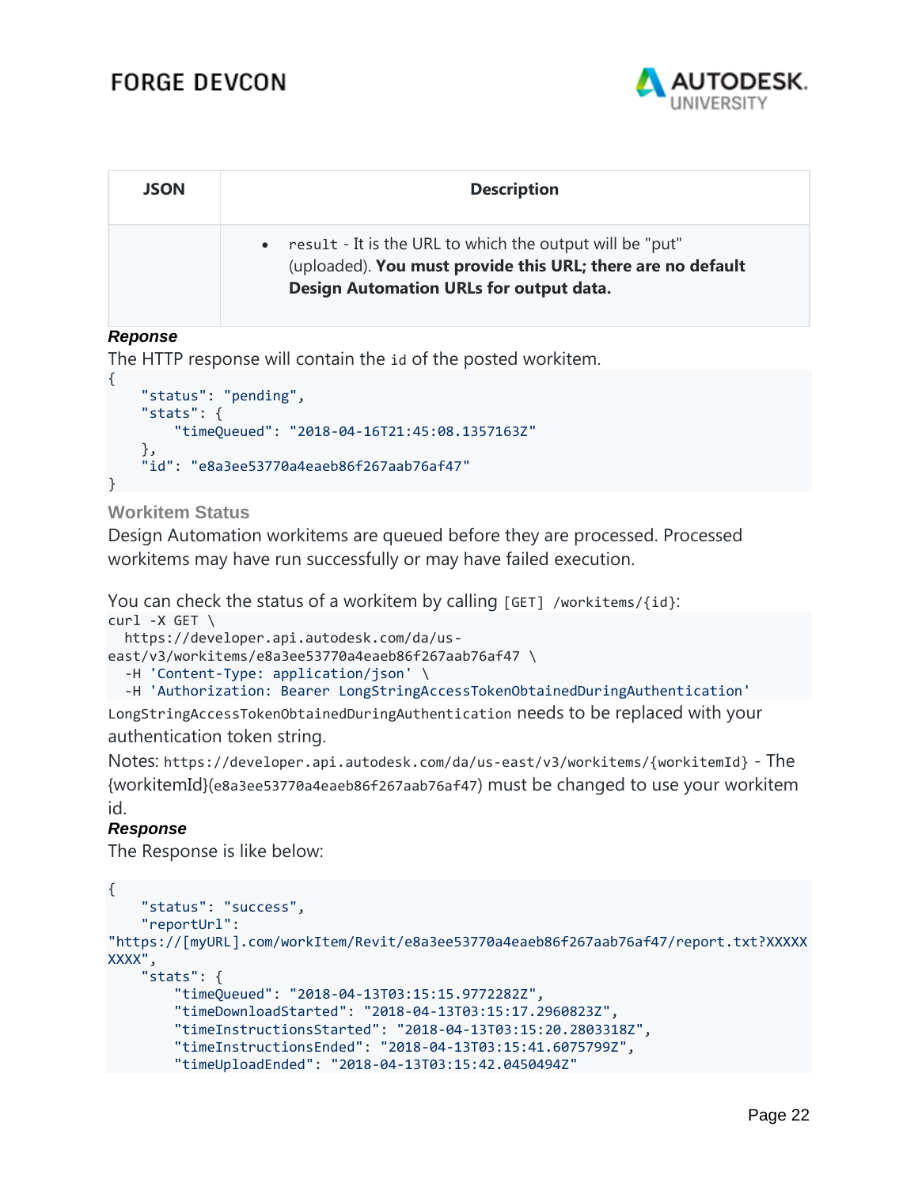| JSON | Description |
|---|---|
| | • `result` - It is the URL to which the output will be "put" (uploaded). **You must provide this URL; there are no default Design Automation URLs for output data.** |

***Reponse***

The HTTP response will contain the `id` of the posted workitem.

```
{
    "status": "pending",
    "stats": {
        "timeQueued": "2018-04-16T21:45:08.1357163Z"
    },
    "id": "e8a3ee53770a4eaeb86f267aab76af47"
}
```

### Workitem Status

Design Automation workitems are queued before they are processed. Processed workitems may have run successfully or may have failed execution.

You can check the status of a workitem by calling `[GET] /workitems/{id}`:

```
curl -X GET \
  https://developer.api.autodesk.com/da/us-east/v3/workitems/e8a3ee53770a4eaeb86f267aab76af47 \
  -H 'Content-Type: application/json' \
  -H 'Authorization: Bearer LongStringAccessTokenObtainedDuringAuthentication'
```

`LongStringAccessTokenObtainedDuringAuthentication` needs to be replaced with your authentication token string.

Notes: `https://developer.api.autodesk.com/da/us-east/v3/workitems/{workitemId}` - The {workitemId}(`e8a3ee53770a4eaeb86f267aab76af47`) must be changed to use your workitem id.

***Response***

The Response is like below:

```
{
    "status": "success",
    "reportUrl": "https://[myURL].com/workItem/Revit/e8a3ee53770a4eaeb86f267aab76af47/report.txt?XXXXXXXXX",
    "stats": {
        "timeQueued": "2018-04-13T03:15:15.9772282Z",
        "timeDownloadStarted": "2018-04-13T03:15:17.2960823Z",
        "timeInstructionsStarted": "2018-04-13T03:15:20.2803318Z",
        "timeInstructionsEnded": "2018-04-13T03:15:41.6075799Z",
        "timeUploadEnded": "2018-04-13T03:15:42.0450494Z"
```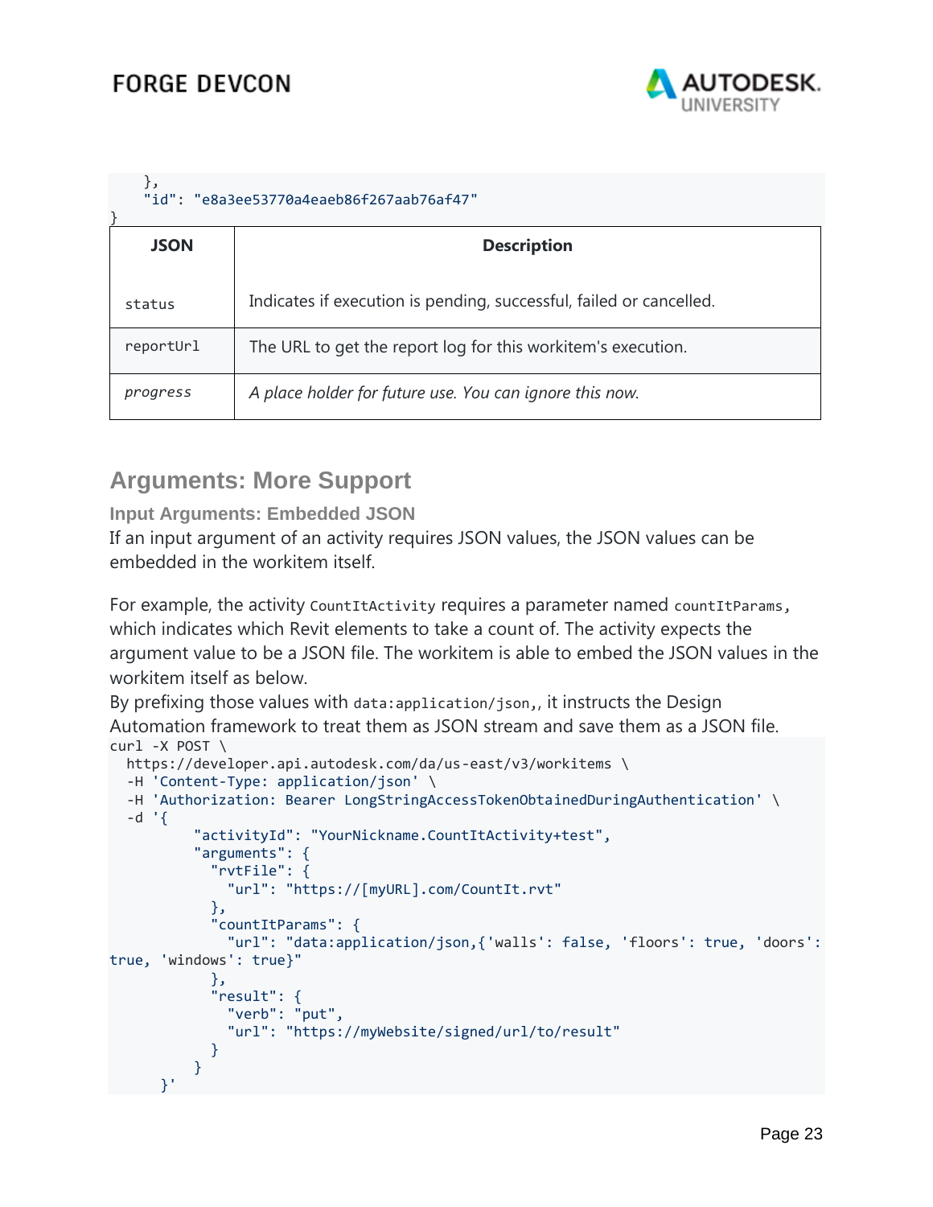```
    },
    "id": "e8a3ee53770a4eaeb86f267aab76af47"
}
```

| JSON | Description |
|---|---|
| `status` | Indicates if execution is pending, successful, failed or cancelled. |
| `reportUrl` | The URL to get the report log for this workitem's execution. |
| *`progress`* | *A place holder for future use. You can ignore this now.* |

## Arguments: More Support

### Input Arguments: Embedded JSON

If an input argument of an activity requires JSON values, the JSON values can be embedded in the workitem itself.

For example, the activity `CountItActivity` requires a parameter named `countItParams`, which indicates which Revit elements to take a count of. The activity expects the argument value to be a JSON file. The workitem is able to embed the JSON values in the workitem itself as below.
By prefixing those values with `data:application/json,`, it instructs the Design Automation framework to treat them as JSON stream and save them as a JSON file.

```
curl -X POST \
  https://developer.api.autodesk.com/da/us-east/v3/workitems \
  -H 'Content-Type: application/json' \
  -H 'Authorization: Bearer LongStringAccessTokenObtainedDuringAuthentication' \
  -d '{
        "activityId": "YourNickname.CountItActivity+test",
        "arguments": {
          "rvtFile": {
            "url": "https://[myURL].com/CountIt.rvt"
          },
          "countItParams": {
            "url": "data:application/json,{'walls': false, 'floors': true, 'doors': true, 'windows': true}"
          },
          "result": {
            "verb": "put",
            "url": "https://myWebsite/signed/url/to/result"
          }
        }
    }'
```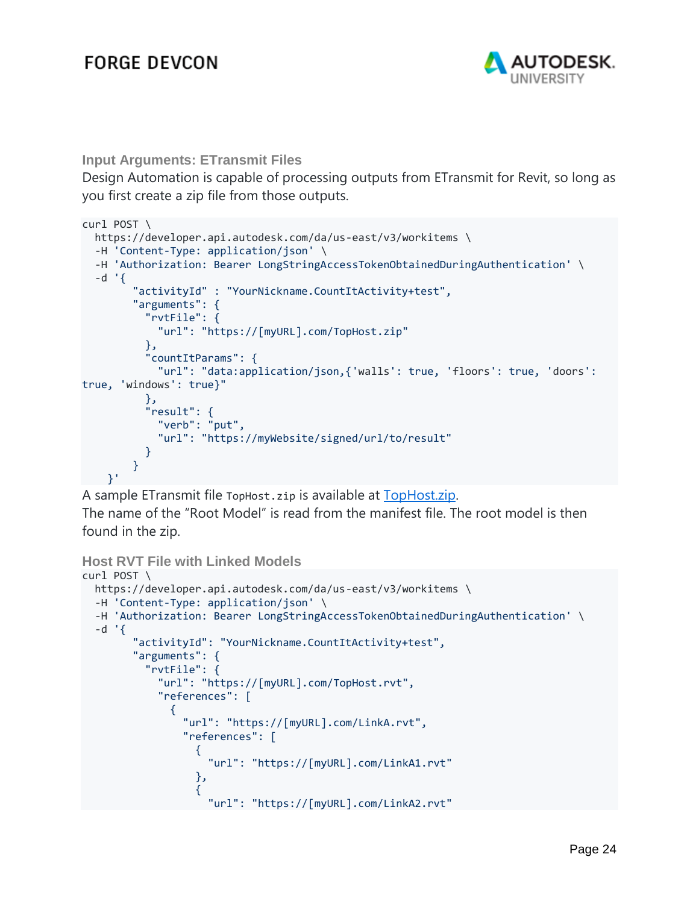### Input Arguments: ETransmit Files

Design Automation is capable of processing outputs from ETransmit for Revit, so long as you first create a zip file from those outputs.

```
curl POST \
  https://developer.api.autodesk.com/da/us-east/v3/workitems \
  -H 'Content-Type: application/json' \
  -H 'Authorization: Bearer LongStringAccessTokenObtainedDuringAuthentication' \
  -d '{
        "activityId" : "YourNickname.CountItActivity+test",
        "arguments": {
          "rvtFile": {
            "url": "https://[myURL].com/TopHost.zip"
          },
          "countItParams": {
            "url": "data:application/json,{'walls': true, 'floors': true, 'doors': true, 'windows': true}"
          },
          "result": {
            "verb": "put",
            "url": "https://myWebsite/signed/url/to/result"
          }
        }
    }'
```

A sample ETransmit file `TopHost.zip` is available at TopHost.zip.

The name of the "Root Model" is read from the manifest file. The root model is then found in the zip.

### Host RVT File with Linked Models

```
curl POST \
  https://developer.api.autodesk.com/da/us-east/v3/workitems \
  -H 'Content-Type: application/json' \
  -H 'Authorization: Bearer LongStringAccessTokenObtainedDuringAuthentication' \
  -d '{
        "activityId": "YourNickname.CountItActivity+test",
        "arguments": {
          "rvtFile": {
            "url": "https://[myURL].com/TopHost.rvt",
            "references": [
              {
                "url": "https://[myURL].com/LinkA.rvt",
                "references": [
                  {
                    "url": "https://[myURL].com/LinkA1.rvt"
                  },
                  {
                    "url": "https://[myURL].com/LinkA2.rvt"
```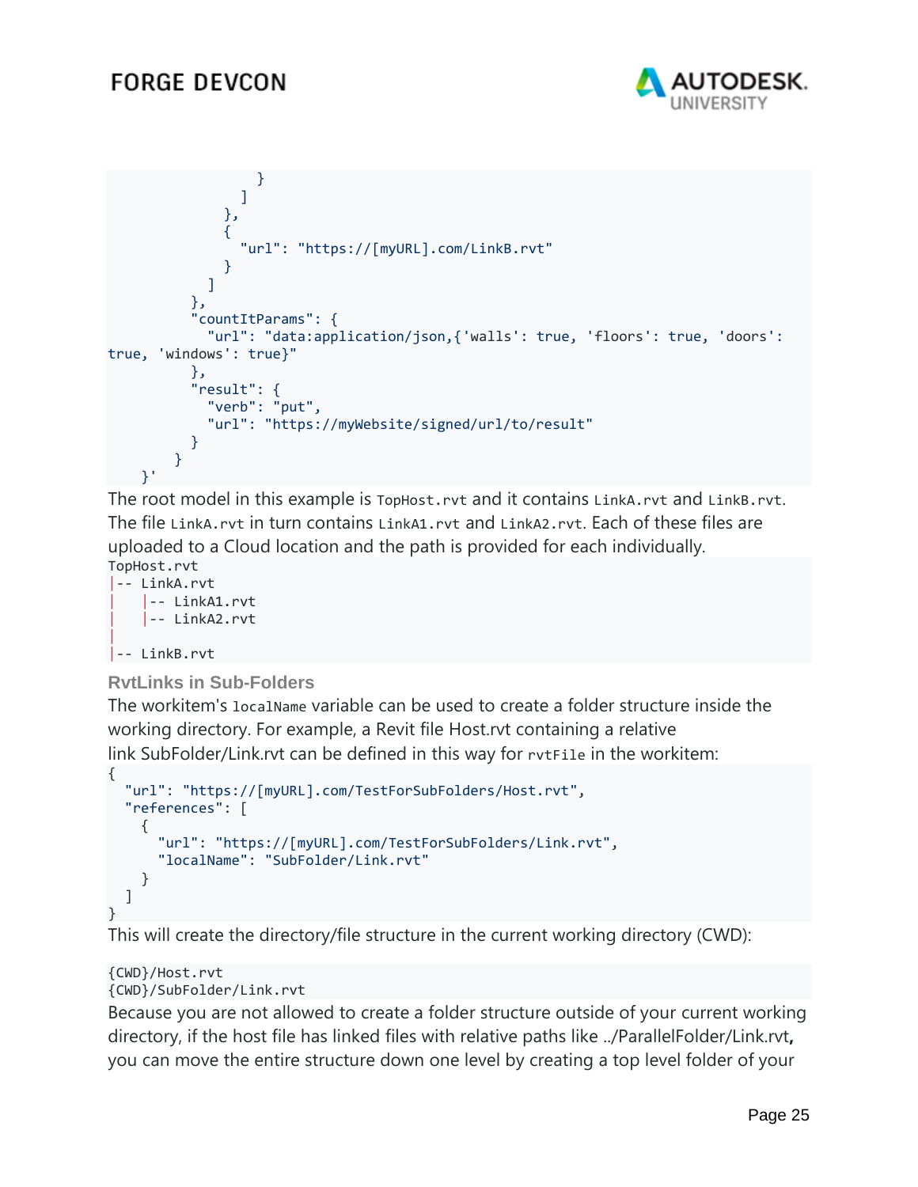```
                }
              ]
            },
            {
              "url": "https://[myURL].com/LinkB.rvt"
            }
          ]
        },
        "countItParams": {
          "url": "data:application/json,{'walls': true, 'floors': true, 'doors':
true, 'windows': true}"
        },
        "result": {
          "verb": "put",
          "url": "https://myWebsite/signed/url/to/result"
        }
      }
    }'
```

The root model in this example is `TopHost.rvt` and it contains `LinkA.rvt` and `LinkB.rvt`. The file `LinkA.rvt` in turn contains `LinkA1.rvt` and `LinkA2.rvt`. Each of these files are uploaded to a Cloud location and the path is provided for each individually.

```
TopHost.rvt
|-- LinkA.rvt
|    |-- LinkA1.rvt
|    |-- LinkA2.rvt
|
|-- LinkB.rvt
```

### RvtLinks in Sub-Folders

The workitem's `localName` variable can be used to create a folder structure inside the working directory. For example, a Revit file Host.rvt containing a relative link SubFolder/Link.rvt can be defined in this way for `rvtFile` in the workitem:

```
{
  "url": "https://[myURL].com/TestForSubFolders/Host.rvt",
  "references": [
    {
      "url": "https://[myURL].com/TestForSubFolders/Link.rvt",
      "localName": "SubFolder/Link.rvt"
    }
  ]
}
```

This will create the directory/file structure in the current working directory (CWD):

```
{CWD}/Host.rvt
{CWD}/SubFolder/Link.rvt
```

Because you are not allowed to create a folder structure outside of your current working directory, if the host file has linked files with relative paths like ../ParallelFolder/Link.rvt**,** you can move the entire structure down one level by creating a top level folder of your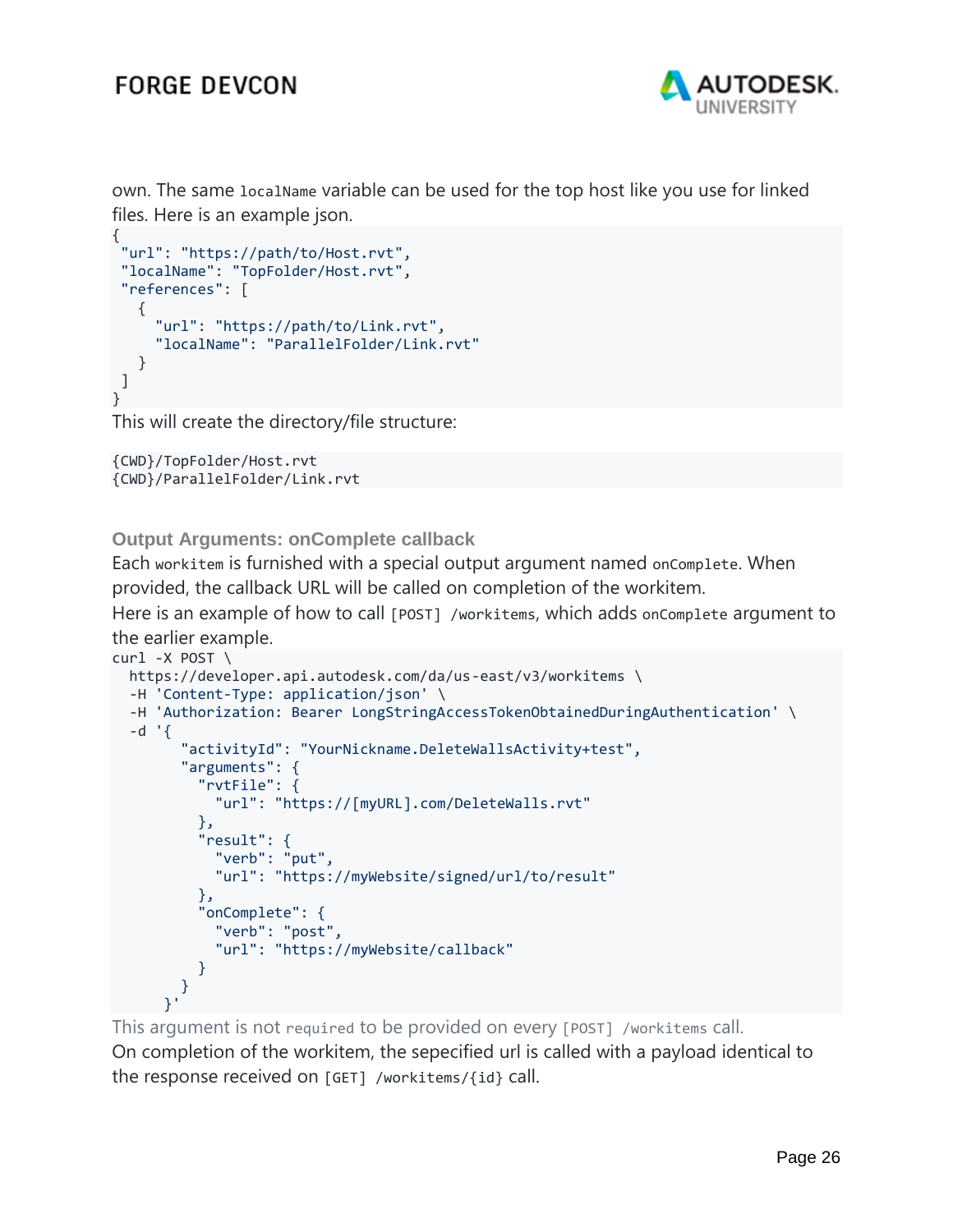own. The same `localName` variable can be used for the top host like you use for linked files. Here is an example json.

```
{
 "url": "https://path/to/Host.rvt",
 "localName": "TopFolder/Host.rvt",
 "references": [
   {
     "url": "https://path/to/Link.rvt",
     "localName": "ParallelFolder/Link.rvt"
   }
 ]
}
```

This will create the directory/file structure:

```
{CWD}/TopFolder/Host.rvt
{CWD}/ParallelFolder/Link.rvt
```

### Output Arguments: onComplete callback

Each `workitem` is furnished with a special output argument named `onComplete`. When provided, the callback URL will be called on completion of the workitem.

Here is an example of how to call `[POST] /workitems`, which adds `onComplete` argument to the earlier example.

```
curl -X POST \
  https://developer.api.autodesk.com/da/us-east/v3/workitems \
  -H 'Content-Type: application/json' \
  -H 'Authorization: Bearer LongStringAccessTokenObtainedDuringAuthentication' \
  -d '{
        "activityId": "YourNickname.DeleteWallsActivity+test",
        "arguments": {
          "rvtFile": {
            "url": "https://[myURL].com/DeleteWalls.rvt"
          },
          "result": {
            "verb": "put",
            "url": "https://myWebsite/signed/url/to/result"
          },
          "onComplete": {
            "verb": "post",
            "url": "https://myWebsite/callback"
          }
        }
      }'
```

This argument is not `required` to be provided on every `[POST] /workitems` call.

On completion of the workitem, the sepecified url is called with a payload identical to the response received on `[GET] /workitems/{id}` call.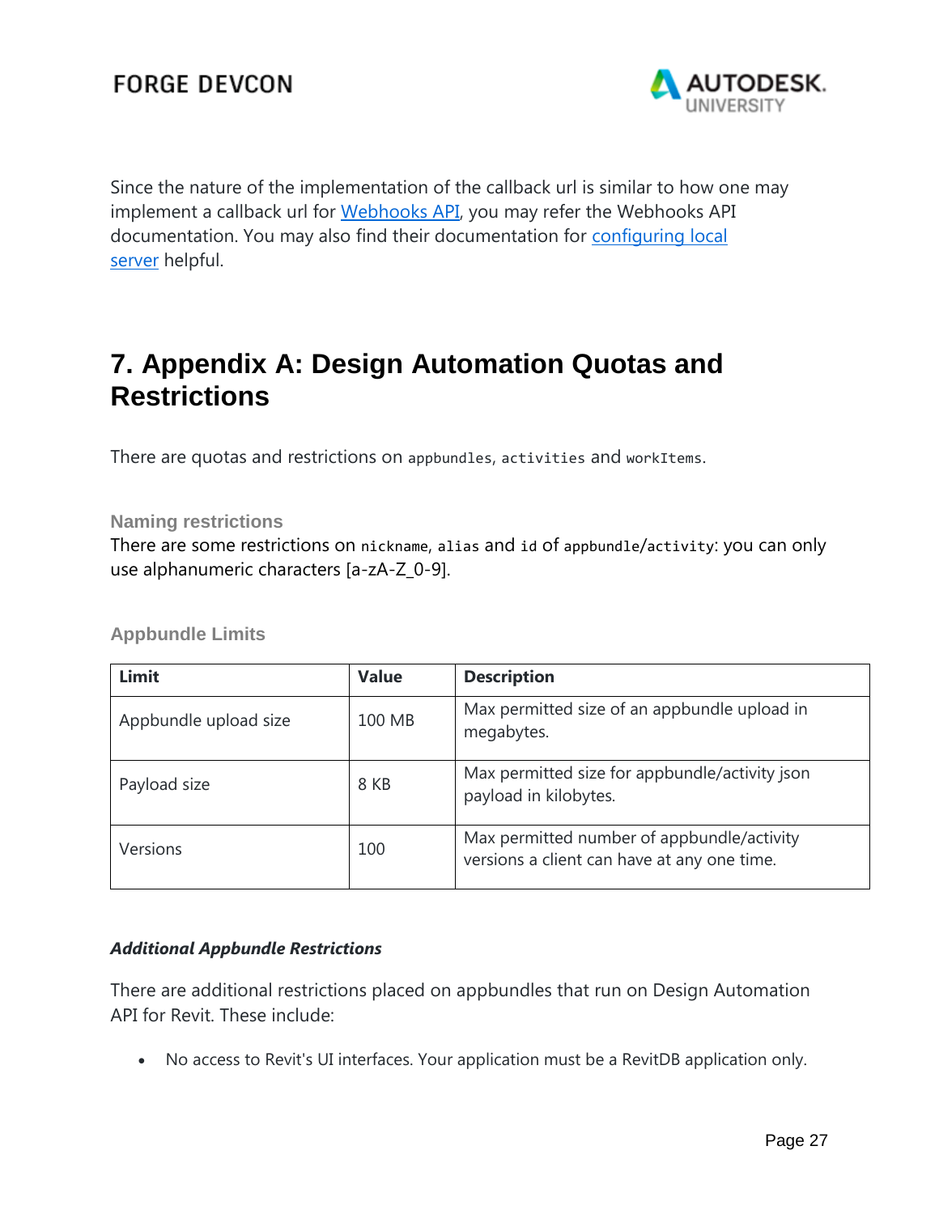Since the nature of the implementation of the callback url is similar to how one may implement a callback url for [Webhooks API](), you may refer the Webhooks API documentation. You may also find their documentation for [configuring local server]() helpful.

# 7. Appendix A: Design Automation Quotas and Restrictions

There are quotas and restrictions on `appbundles`, `activities` and `workItems`.

### Naming restrictions

There are some restrictions on `nickname`, `alias` and `id` of `appbundle/activity`: you can only use alphanumeric characters [a-zA-Z_0-9].

### Appbundle Limits

| Limit | Value | Description |
|---|---|---|
| Appbundle upload size | 100 MB | Max permitted size of an appbundle upload in megabytes. |
| Payload size | 8 KB | Max permitted size for appbundle/activity json payload in kilobytes. |
| Versions | 100 | Max permitted number of appbundle/activity versions a client can have at any one time. |

***Additional Appbundle Restrictions***

There are additional restrictions placed on appbundles that run on Design Automation API for Revit. These include:

- No access to Revit's UI interfaces. Your application must be a RevitDB application only.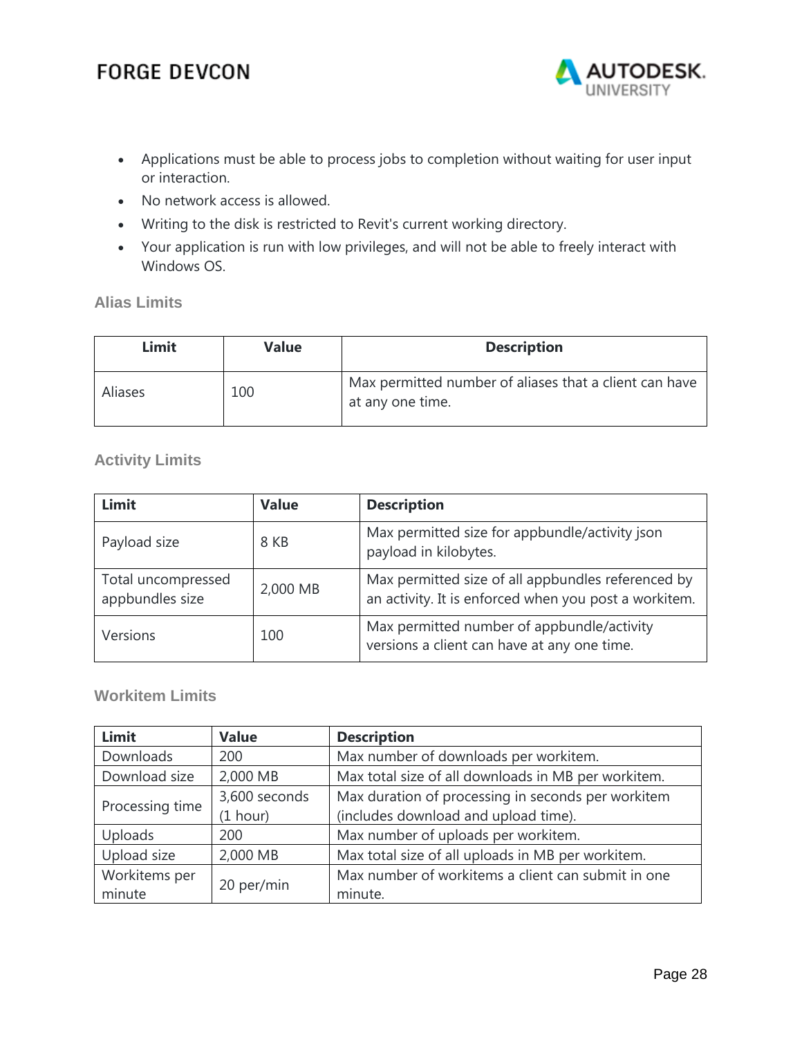- Applications must be able to process jobs to completion without waiting for user input or interaction.
- No network access is allowed.
- Writing to the disk is restricted to Revit's current working directory.
- Your application is run with low privileges, and will not be able to freely interact with Windows OS.

### Alias Limits

| Limit | Value | Description |
| --- | --- | --- |
| Aliases | 100 | Max permitted number of aliases that a client can have at any one time. |

### Activity Limits

| Limit | Value | Description |
| --- | --- | --- |
| Payload size | 8 KB | Max permitted size for appbundle/activity json payload in kilobytes. |
| Total uncompressed appbundles size | 2,000 MB | Max permitted size of all appbundles referenced by an activity. It is enforced when you post a workitem. |
| Versions | 100 | Max permitted number of appbundle/activity versions a client can have at any one time. |

### Workitem Limits

| Limit | Value | Description |
| --- | --- | --- |
| Downloads | 200 | Max number of downloads per workitem. |
| Download size | 2,000 MB | Max total size of all downloads in MB per workitem. |
| Processing time | 3,600 seconds (1 hour) | Max duration of processing in seconds per workitem (includes download and upload time). |
| Uploads | 200 | Max number of uploads per workitem. |
| Upload size | 2,000 MB | Max total size of all uploads in MB per workitem. |
| Workitems per minute | 20 per/min | Max number of workitems a client can submit in one minute. |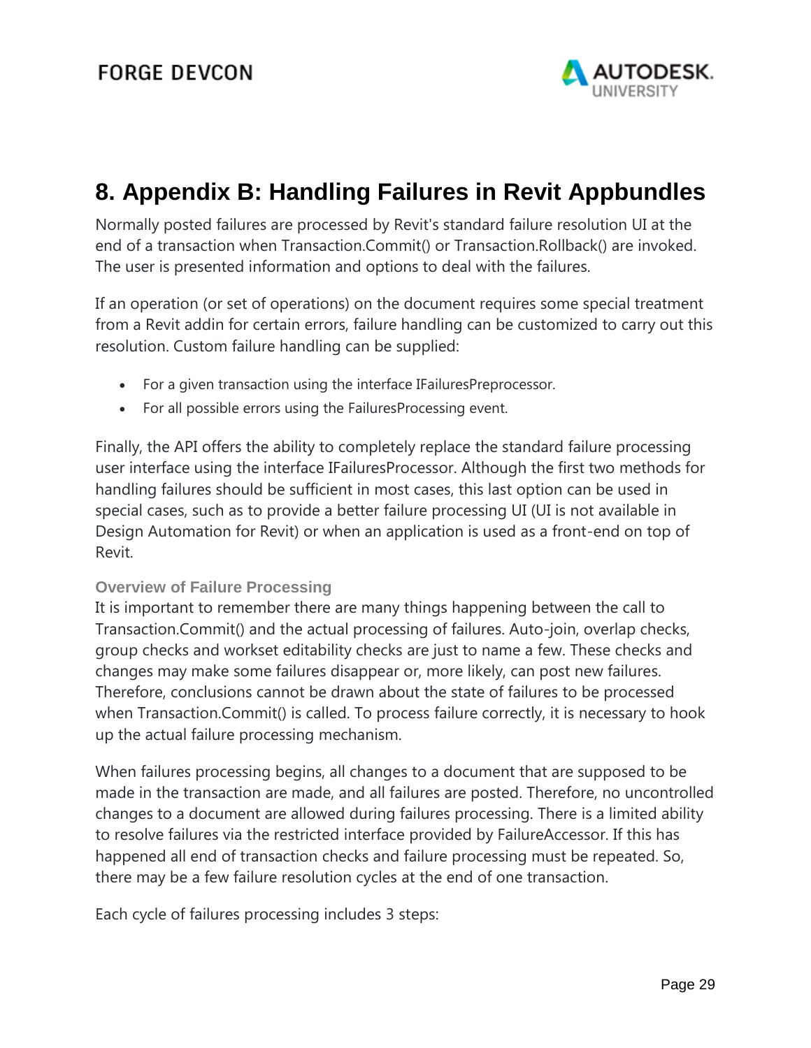# 8. Appendix B: Handling Failures in Revit Appbundles

Normally posted failures are processed by Revit's standard failure resolution UI at the end of a transaction when Transaction.Commit() or Transaction.Rollback() are invoked. The user is presented information and options to deal with the failures.

If an operation (or set of operations) on the document requires some special treatment from a Revit addin for certain errors, failure handling can be customized to carry out this resolution. Custom failure handling can be supplied:

- For a given transaction using the interface IFailuresPreprocessor.
- For all possible errors using the FailuresProcessing event.

Finally, the API offers the ability to completely replace the standard failure processing user interface using the interface IFailuresProcessor. Although the first two methods for handling failures should be sufficient in most cases, this last option can be used in special cases, such as to provide a better failure processing UI (UI is not available in Design Automation for Revit) or when an application is used as a front-end on top of Revit.

### Overview of Failure Processing

It is important to remember there are many things happening between the call to Transaction.Commit() and the actual processing of failures. Auto-join, overlap checks, group checks and workset editability checks are just to name a few. These checks and changes may make some failures disappear or, more likely, can post new failures. Therefore, conclusions cannot be drawn about the state of failures to be processed when Transaction.Commit() is called. To process failure correctly, it is necessary to hook up the actual failure processing mechanism.

When failures processing begins, all changes to a document that are supposed to be made in the transaction are made, and all failures are posted. Therefore, no uncontrolled changes to a document are allowed during failures processing. There is a limited ability to resolve failures via the restricted interface provided by FailureAccessor. If this has happened all end of transaction checks and failure processing must be repeated. So, there may be a few failure resolution cycles at the end of one transaction.

Each cycle of failures processing includes 3 steps: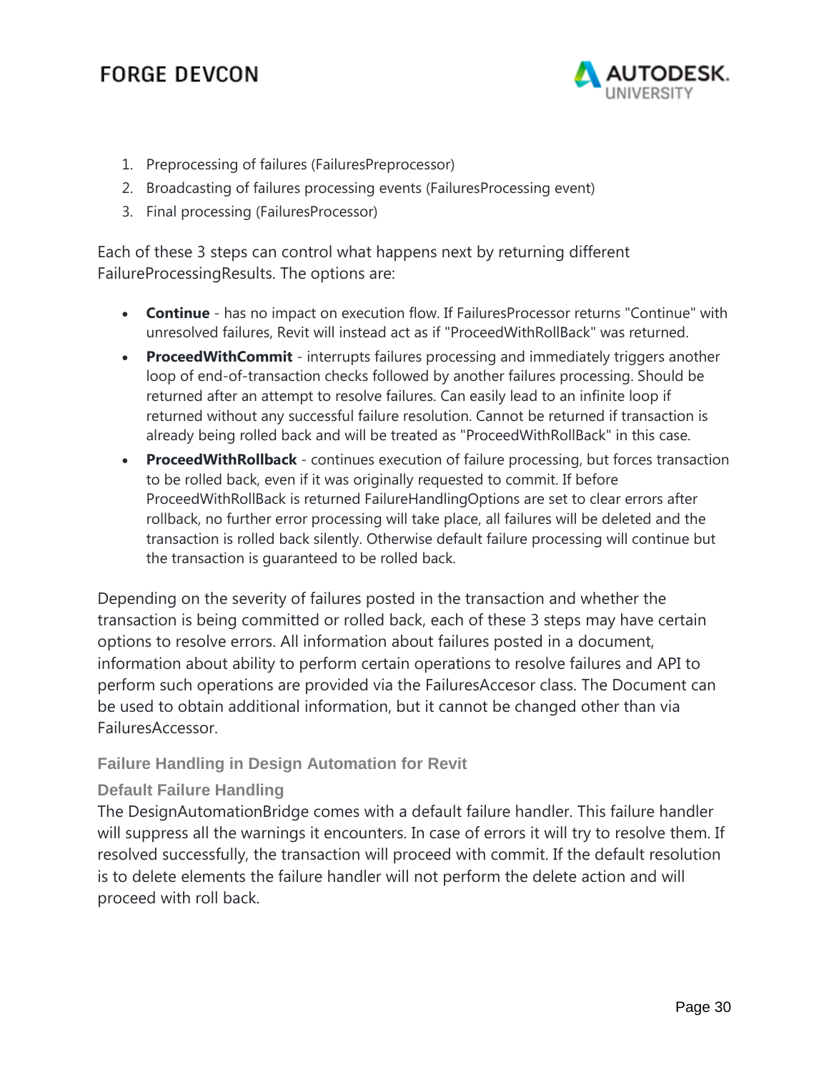1. Preprocessing of failures (FailuresPreprocessor)
2. Broadcasting of failures processing events (FailuresProcessing event)
3. Final processing (FailuresProcessor)

Each of these 3 steps can control what happens next by returning different FailureProcessingResults. The options are:

- **Continue** - has no impact on execution flow. If FailuresProcessor returns "Continue" with unresolved failures, Revit will instead act as if "ProceedWithRollBack" was returned.
- **ProceedWithCommit** - interrupts failures processing and immediately triggers another loop of end-of-transaction checks followed by another failures processing. Should be returned after an attempt to resolve failures. Can easily lead to an infinite loop if returned without any successful failure resolution. Cannot be returned if transaction is already being rolled back and will be treated as "ProceedWithRollBack" in this case.
- **ProceedWithRollback** - continues execution of failure processing, but forces transaction to be rolled back, even if it was originally requested to commit. If before ProceedWithRollBack is returned FailureHandlingOptions are set to clear errors after rollback, no further error processing will take place, all failures will be deleted and the transaction is rolled back silently. Otherwise default failure processing will continue but the transaction is guaranteed to be rolled back.

Depending on the severity of failures posted in the transaction and whether the transaction is being committed or rolled back, each of these 3 steps may have certain options to resolve errors. All information about failures posted in a document, information about ability to perform certain operations to resolve failures and API to perform such operations are provided via the FailuresAccesor class. The Document can be used to obtain additional information, but it cannot be changed other than via FailuresAccessor.

### Failure Handling in Design Automation for Revit

#### Default Failure Handling

The DesignAutomationBridge comes with a default failure handler. This failure handler will suppress all the warnings it encounters. In case of errors it will try to resolve them. If resolved successfully, the transaction will proceed with commit. If the default resolution is to delete elements the failure handler will not perform the delete action and will proceed with roll back.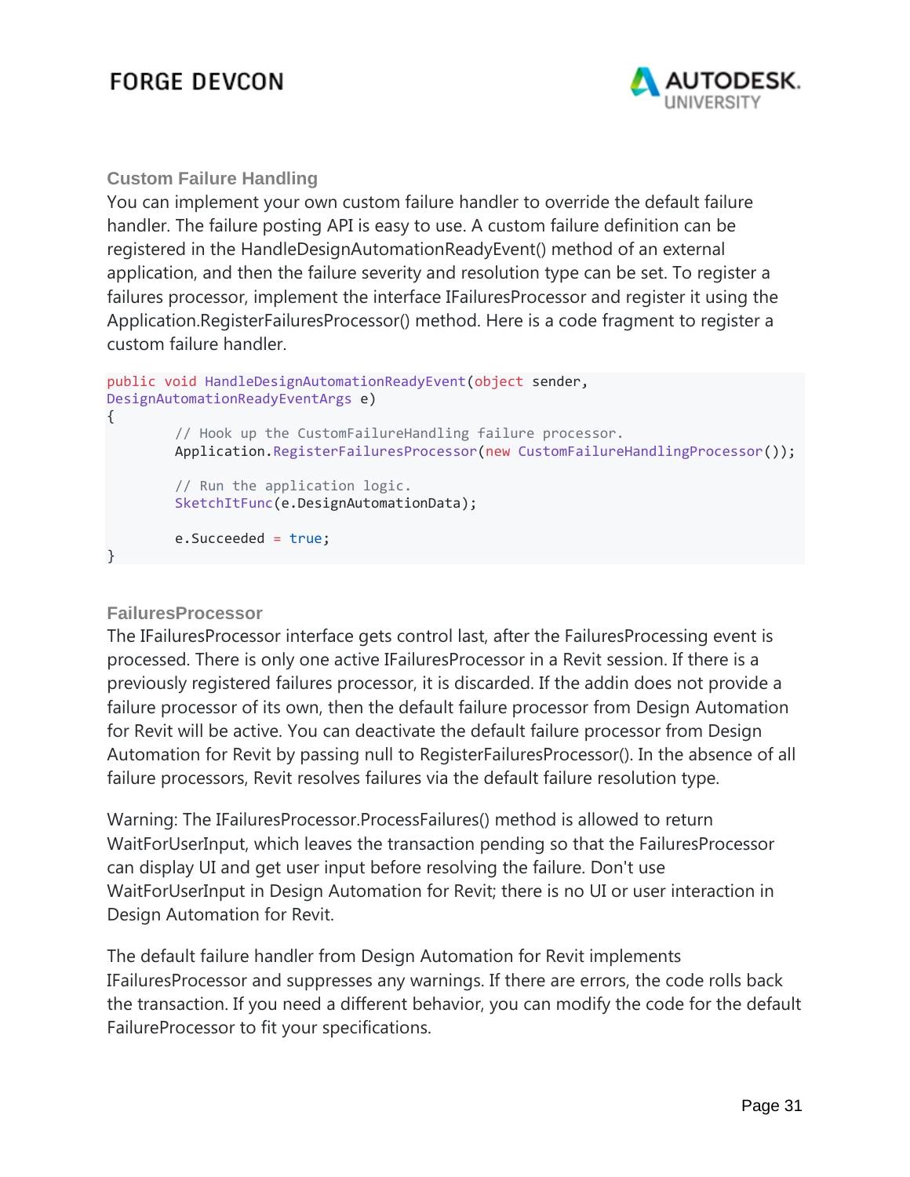### Custom Failure Handling

You can implement your own custom failure handler to override the default failure handler. The failure posting API is easy to use. A custom failure definition can be registered in the HandleDesignAutomationReadyEvent() method of an external application, and then the failure severity and resolution type can be set. To register a failures processor, implement the interface IFailuresProcessor and register it using the Application.RegisterFailuresProcessor() method. Here is a code fragment to register a custom failure handler.

```
public void HandleDesignAutomationReadyEvent(object sender,
DesignAutomationReadyEventArgs e)
{
        // Hook up the CustomFailureHandling failure processor.
        Application.RegisterFailuresProcessor(new CustomFailureHandlingProcessor());

        // Run the application logic.
        SketchItFunc(e.DesignAutomationData);

        e.Succeeded = true;
}
```

### FailuresProcessor

The IFailuresProcessor interface gets control last, after the FailuresProcessing event is processed. There is only one active IFailuresProcessor in a Revit session. If there is a previously registered failures processor, it is discarded. If the addin does not provide a failure processor of its own, then the default failure processor from Design Automation for Revit will be active. You can deactivate the default failure processor from Design Automation for Revit by passing null to RegisterFailuresProcessor(). In the absence of all failure processors, Revit resolves failures via the default failure resolution type.

Warning: The IFailuresProcessor.ProcessFailures() method is allowed to return WaitForUserInput, which leaves the transaction pending so that the FailuresProcessor can display UI and get user input before resolving the failure. Don't use WaitForUserInput in Design Automation for Revit; there is no UI or user interaction in Design Automation for Revit.

The default failure handler from Design Automation for Revit implements IFailuresProcessor and suppresses any warnings. If there are errors, the code rolls back the transaction. If you need a different behavior, you can modify the code for the default FailureProcessor to fit your specifications.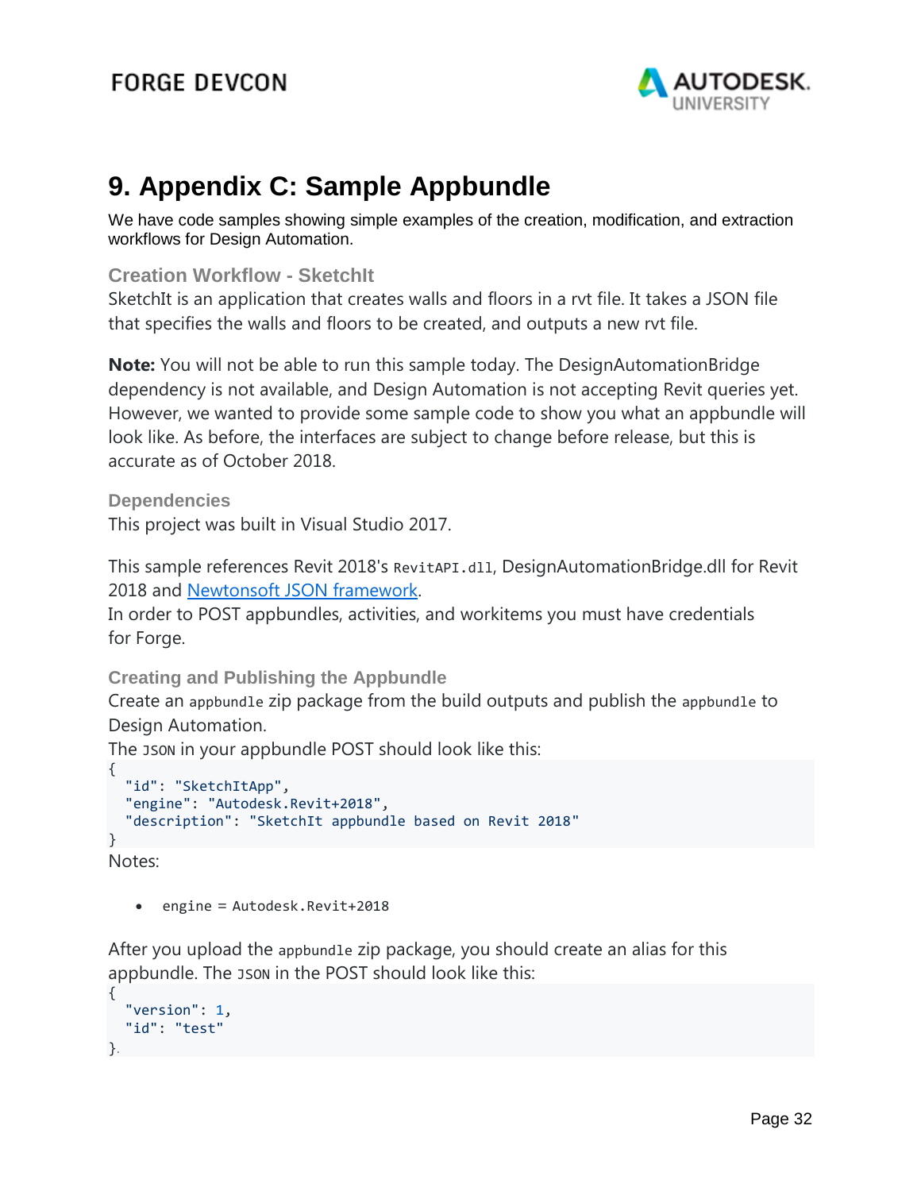# 9. Appendix C: Sample Appbundle

We have code samples showing simple examples of the creation, modification, and extraction workflows for Design Automation.

### Creation Workflow - SketchIt

SketchIt is an application that creates walls and floors in a rvt file. It takes a JSON file that specifies the walls and floors to be created, and outputs a new rvt file.

**Note:** You will not be able to run this sample today. The DesignAutomationBridge dependency is not available, and Design Automation is not accepting Revit queries yet. However, we wanted to provide some sample code to show you what an appbundle will look like. As before, the interfaces are subject to change before release, but this is accurate as of October 2018.

### Dependencies

This project was built in Visual Studio 2017.

This sample references Revit 2018's `RevitAPI.dll`, DesignAutomationBridge.dll for Revit 2018 and [Newtonsoft JSON framework](Newtonsoft JSON framework).
In order to POST appbundles, activities, and workitems you must have credentials for Forge.

### Creating and Publishing the Appbundle

Create an `appbundle` zip package from the build outputs and publish the `appbundle` to Design Automation.
The `JSON` in your appbundle POST should look like this:

```
{
  "id": "SketchItApp",
  "engine": "Autodesk.Revit+2018",
  "description": "SketchIt appbundle based on Revit 2018"
}
```

Notes:

- `engine = Autodesk.Revit+2018`

After you upload the `appbundle` zip package, you should create an alias for this appbundle. The `JSON` in the POST should look like this:

```
{
  "version": 1,
  "id": "test"
}.
```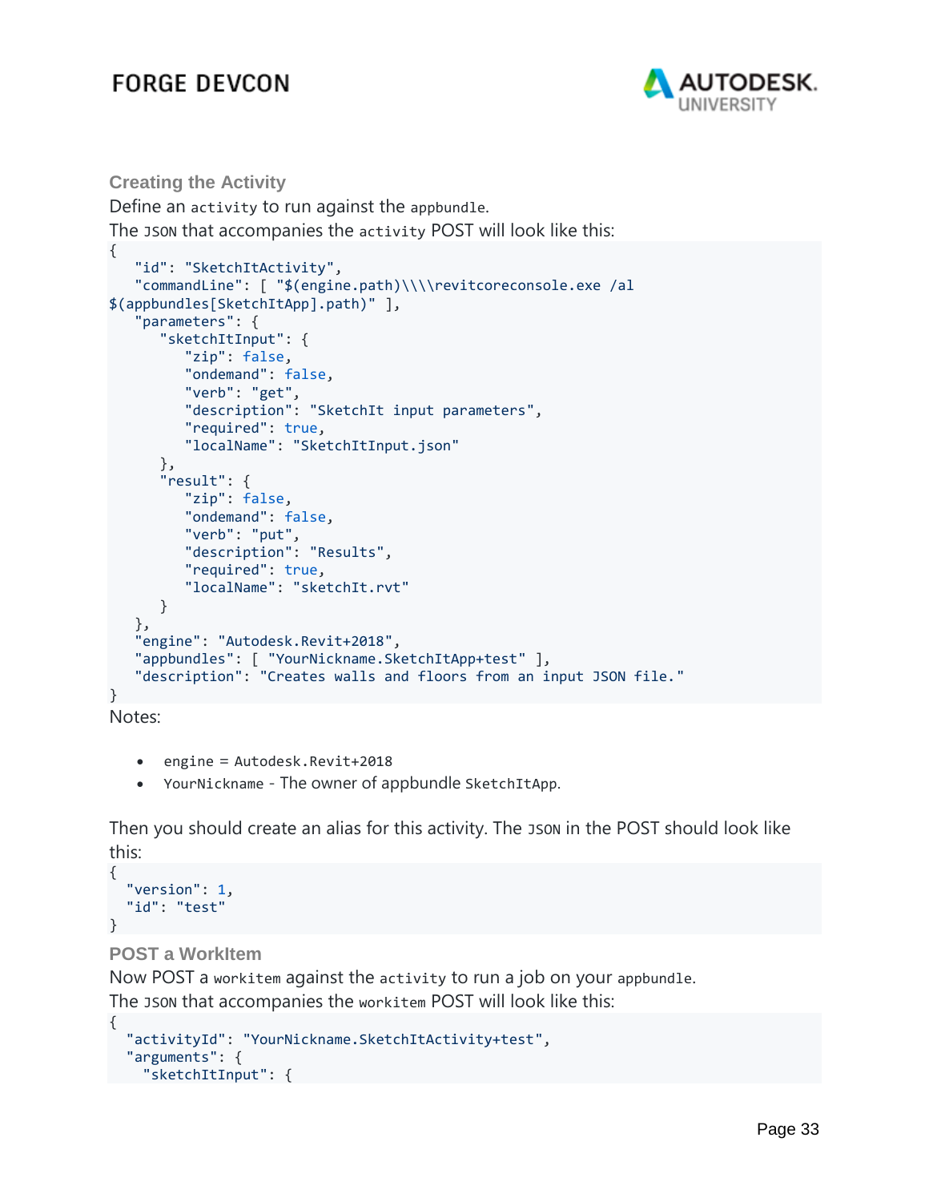### Creating the Activity

Define an `activity` to run against the `appbundle`.

The `JSON` that accompanies the `activity` POST will look like this:

```
{
   "id": "SketchItActivity",
   "commandLine": [ "$(engine.path)\\\\revitcoreconsole.exe /al
$(appbundles[SketchItApp].path)" ],
   "parameters": {
      "sketchItInput": {
         "zip": false,
         "ondemand": false,
         "verb": "get",
         "description": "SketchIt input parameters",
         "required": true,
         "localName": "SketchItInput.json"
      },
      "result": {
         "zip": false,
         "ondemand": false,
         "verb": "put",
         "description": "Results",
         "required": true,
         "localName": "sketchIt.rvt"
      }
   },
   "engine": "Autodesk.Revit+2018",
   "appbundles": [ "YourNickname.SketchItApp+test" ],
   "description": "Creates walls and floors from an input JSON file."
}
```

Notes:

- `engine = Autodesk.Revit+2018`
- `YourNickname` - The owner of appbundle `SketchItApp`.

Then you should create an alias for this activity. The `JSON` in the POST should look like this:

```
{
  "version": 1,
  "id": "test"
}
```

### POST a WorkItem

Now POST a `workitem` against the `activity` to run a job on your `appbundle`.

The `JSON` that accompanies the `workitem` POST will look like this:

```
{
  "activityId": "YourNickname.SketchItActivity+test",
  "arguments": {
    "sketchItInput": {
```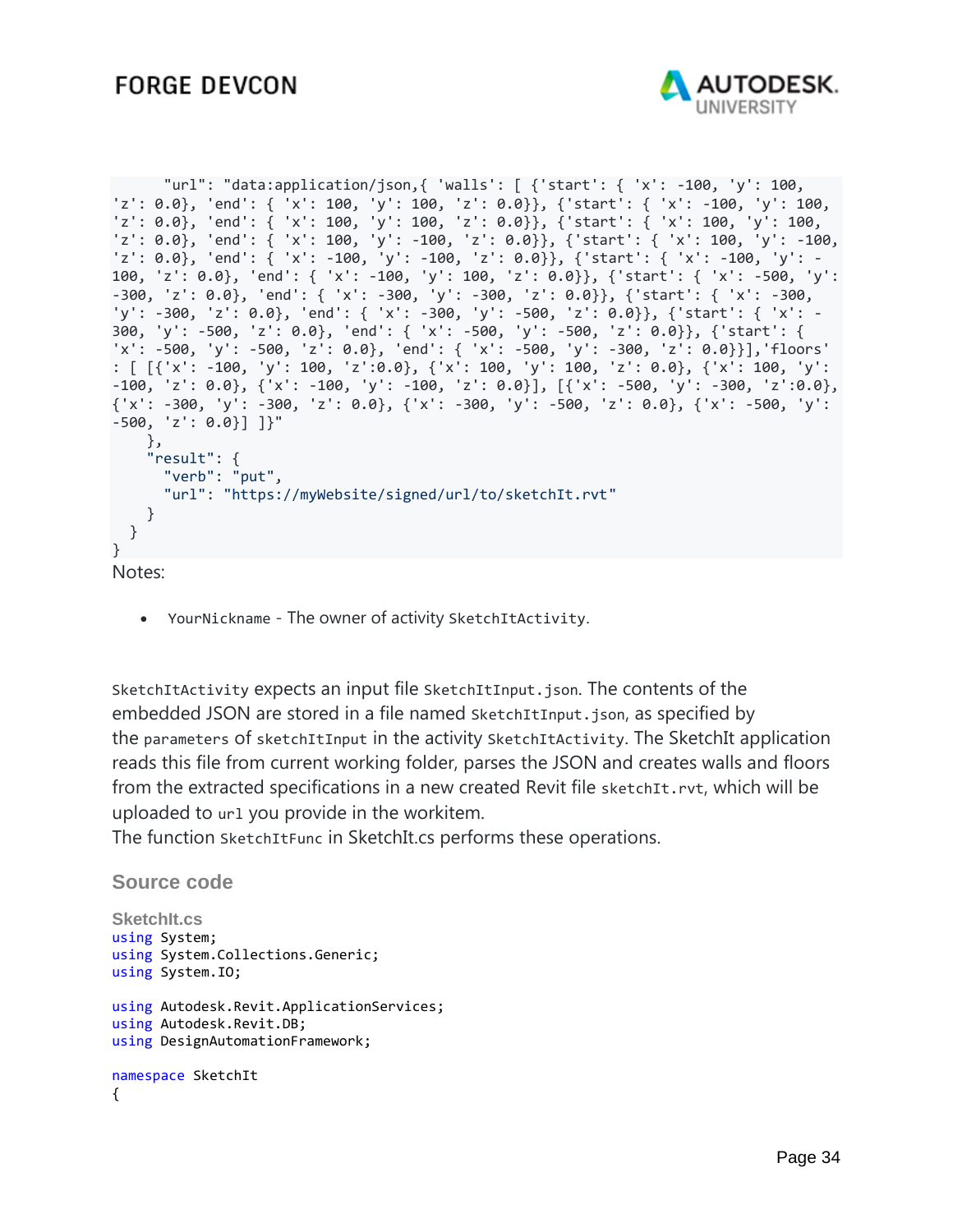```
      "url": "data:application/json,{ 'walls': [ {'start': { 'x': -100, 'y': 100,
'z': 0.0}, 'end': { 'x': 100, 'y': 100, 'z': 0.0}}, {'start': { 'x': -100, 'y': 100,
'z': 0.0}, 'end': { 'x': 100, 'y': 100, 'z': 0.0}}, {'start': { 'x': 100, 'y': 100,
'z': 0.0}, 'end': { 'x': 100, 'y': -100, 'z': 0.0}}, {'start': { 'x': 100, 'y': -100,
'z': 0.0}, 'end': { 'x': -100, 'y': -100, 'z': 0.0}}, {'start': { 'x': -100, 'y': -
100, 'z': 0.0}, 'end': { 'x': -100, 'y': 100, 'z': 0.0}}, {'start': { 'x': -500, 'y':
-300, 'z': 0.0}, 'end': { 'x': -300, 'y': -300, 'z': 0.0}}, {'start': { 'x': -300,
'y': -300, 'z': 0.0}, 'end': { 'x': -300, 'y': -500, 'z': 0.0}}, {'start': { 'x': -
300, 'y': -500, 'z': 0.0}, 'end': { 'x': -500, 'y': -500, 'z': 0.0}}, {'start': {
'x': -500, 'y': -500, 'z': 0.0}, 'end': { 'x': -500, 'y': -300, 'z': 0.0}}],'floors'
: [ [{'x': -100, 'y': 100, 'z':0.0}, {'x': 100, 'y': 100, 'z': 0.0}, {'x': 100, 'y':
-100, 'z': 0.0}, {'x': -100, 'y': -100, 'z': 0.0}], [{'x': -500, 'y': -300, 'z':0.0},
{'x': -300, 'y': -300, 'z': 0.0}, {'x': -300, 'y': -500, 'z': 0.0}, {'x': -500, 'y':
-500, 'z': 0.0}] ]}"
    },
    "result": {
      "verb": "put",
      "url": "https://myWebsite/signed/url/to/sketchIt.rvt"
    }
  }
}
```

Notes:

- `YourNickname` - The owner of activity `SketchItActivity`.

`SketchItActivity` expects an input file `SketchItInput.json`. The contents of the embedded JSON are stored in a file named `SketchItInput.json`, as specified by the `parameters` of `sketchItInput` in the activity `SketchItActivity`. The SketchIt application reads this file from current working folder, parses the JSON and creates walls and floors from the extracted specifications in a new created Revit file `sketchIt.rvt`, which will be uploaded to `url` you provide in the workitem.
The function `SketchItFunc` in SketchIt.cs performs these operations.

## Source code

### SketchIt.cs

```
using System;
using System.Collections.Generic;
using System.IO;

using Autodesk.Revit.ApplicationServices;
using Autodesk.Revit.DB;
using DesignAutomationFramework;

namespace SketchIt
{
```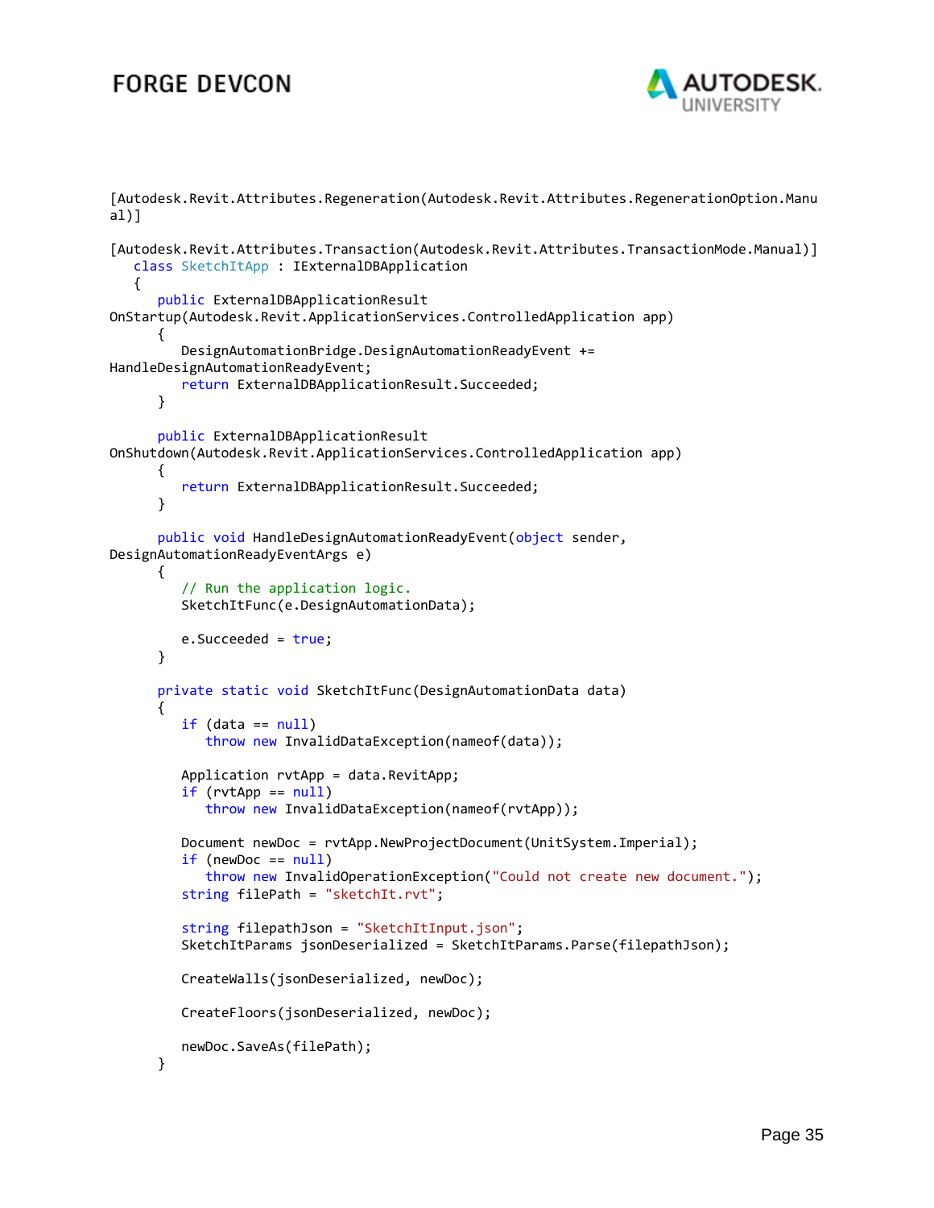```
[Autodesk.Revit.Attributes.Regeneration(Autodesk.Revit.Attributes.RegenerationOption.Manual)]

[Autodesk.Revit.Attributes.Transaction(Autodesk.Revit.Attributes.TransactionMode.Manual)]
   class SketchItApp : IExternalDBApplication
   {
      public ExternalDBApplicationResult OnStartup(Autodesk.Revit.ApplicationServices.ControlledApplication app)
      {
         DesignAutomationBridge.DesignAutomationReadyEvent += HandleDesignAutomationReadyEvent;
         return ExternalDBApplicationResult.Succeeded;
      }

      public ExternalDBApplicationResult OnShutdown(Autodesk.Revit.ApplicationServices.ControlledApplication app)
      {
         return ExternalDBApplicationResult.Succeeded;
      }

      public void HandleDesignAutomationReadyEvent(object sender, DesignAutomationReadyEventArgs e)
      {
         // Run the application logic.
         SketchItFunc(e.DesignAutomationData);

         e.Succeeded = true;
      }

      private static void SketchItFunc(DesignAutomationData data)
      {
         if (data == null)
            throw new InvalidDataException(nameof(data));

         Application rvtApp = data.RevitApp;
         if (rvtApp == null)
            throw new InvalidDataException(nameof(rvtApp));

         Document newDoc = rvtApp.NewProjectDocument(UnitSystem.Imperial);
         if (newDoc == null)
            throw new InvalidOperationException("Could not create new document.");
         string filePath = "sketchIt.rvt";

         string filepathJson = "SketchItInput.json";
         SketchItParams jsonDeserialized = SketchItParams.Parse(filepathJson);

         CreateWalls(jsonDeserialized, newDoc);

         CreateFloors(jsonDeserialized, newDoc);

         newDoc.SaveAs(filePath);
      }
```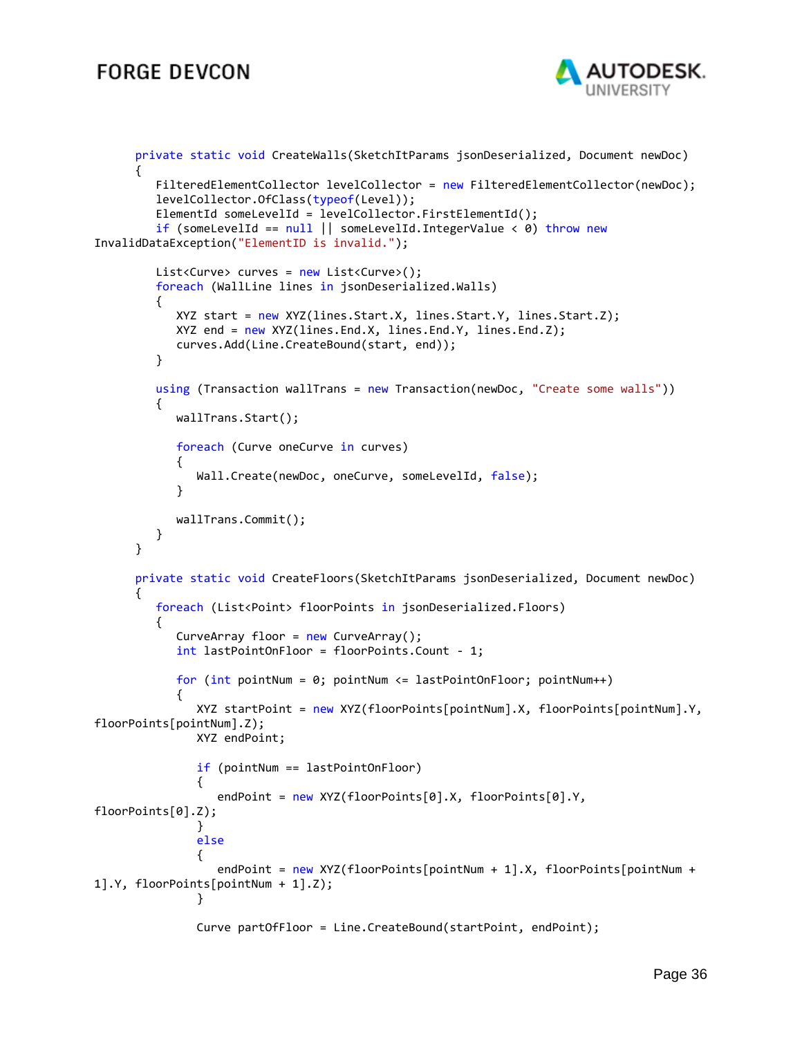```
private static void CreateWalls(SketchItParams jsonDeserialized, Document newDoc)
{
   FilteredElementCollector levelCollector = new FilteredElementCollector(newDoc);
   levelCollector.OfClass(typeof(Level));
   ElementId someLevelId = levelCollector.FirstElementId();
   if (someLevelId == null || someLevelId.IntegerValue < 0) throw new
InvalidDataException("ElementID is invalid.");

   List<Curve> curves = new List<Curve>();
   foreach (WallLine lines in jsonDeserialized.Walls)
   {
      XYZ start = new XYZ(lines.Start.X, lines.Start.Y, lines.Start.Z);
      XYZ end = new XYZ(lines.End.X, lines.End.Y, lines.End.Z);
      curves.Add(Line.CreateBound(start, end));
   }

   using (Transaction wallTrans = new Transaction(newDoc, "Create some walls"))
   {
      wallTrans.Start();

      foreach (Curve oneCurve in curves)
      {
         Wall.Create(newDoc, oneCurve, someLevelId, false);
      }

      wallTrans.Commit();
   }
}

private static void CreateFloors(SketchItParams jsonDeserialized, Document newDoc)
{
   foreach (List<Point> floorPoints in jsonDeserialized.Floors)
   {
      CurveArray floor = new CurveArray();
      int lastPointOnFloor = floorPoints.Count - 1;

      for (int pointNum = 0; pointNum <= lastPointOnFloor; pointNum++)
      {
         XYZ startPoint = new XYZ(floorPoints[pointNum].X, floorPoints[pointNum].Y,
floorPoints[pointNum].Z);
         XYZ endPoint;

         if (pointNum == lastPointOnFloor)
         {
            endPoint = new XYZ(floorPoints[0].X, floorPoints[0].Y,
floorPoints[0].Z);
         }
         else
         {
            endPoint = new XYZ(floorPoints[pointNum + 1].X, floorPoints[pointNum +
1].Y, floorPoints[pointNum + 1].Z);
         }

         Curve partOfFloor = Line.CreateBound(startPoint, endPoint);
```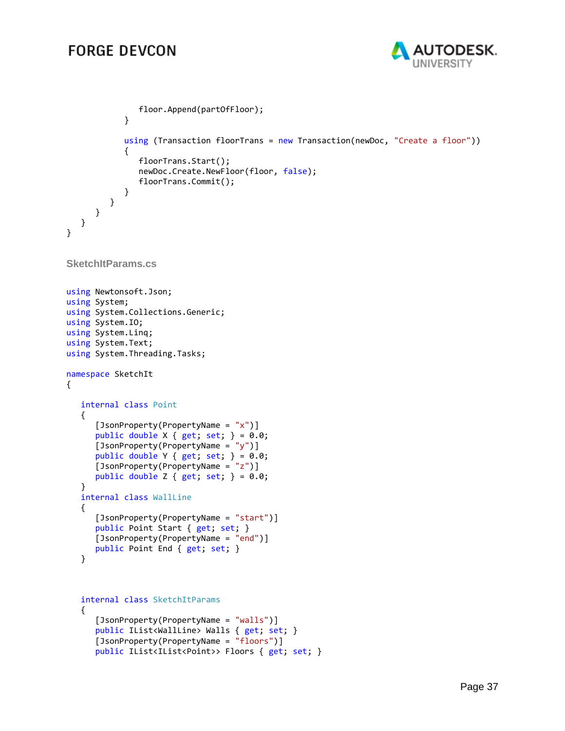```
                floor.Append(partOfFloor);
            }

            using (Transaction floorTrans = new Transaction(newDoc, "Create a floor"))
            {
                floorTrans.Start();
                newDoc.Create.NewFloor(floor, false);
                floorTrans.Commit();
            }
        }
    }
  }
}
```

### SketchItParams.cs

```
using Newtonsoft.Json;
using System;
using System.Collections.Generic;
using System.IO;
using System.Linq;
using System.Text;
using System.Threading.Tasks;

namespace SketchIt
{

    internal class Point
    {
        [JsonProperty(PropertyName = "x")]
        public double X { get; set; } = 0.0;
        [JsonProperty(PropertyName = "y")]
        public double Y { get; set; } = 0.0;
        [JsonProperty(PropertyName = "z")]
        public double Z { get; set; } = 0.0;
    }
    internal class WallLine
    {
        [JsonProperty(PropertyName = "start")]
        public Point Start { get; set; }
        [JsonProperty(PropertyName = "end")]
        public Point End { get; set; }
    }


    internal class SketchItParams
    {
        [JsonProperty(PropertyName = "walls")]
        public IList<WallLine> Walls { get; set; }
        [JsonProperty(PropertyName = "floors")]
        public IList<IList<Point>> Floors { get; set; }
```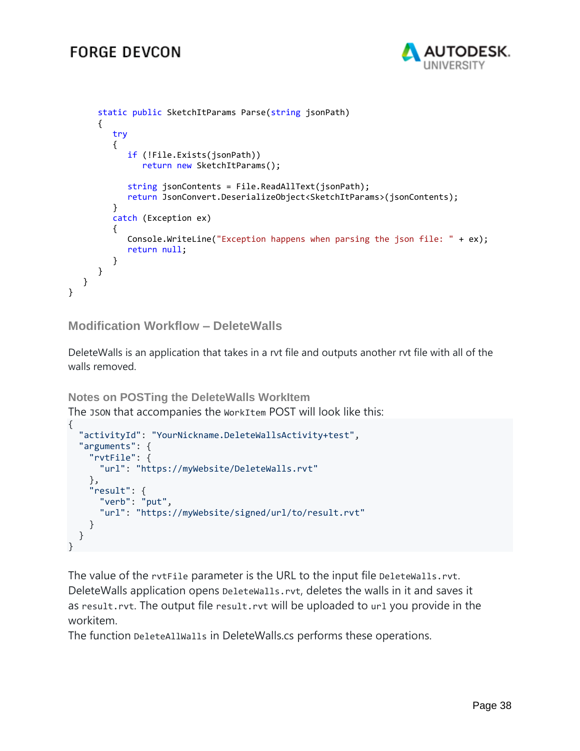```
      static public SketchItParams Parse(string jsonPath)
      {
         try
         {
            if (!File.Exists(jsonPath))
               return new SketchItParams();

            string jsonContents = File.ReadAllText(jsonPath);
            return JsonConvert.DeserializeObject<SketchItParams>(jsonContents);
         }
         catch (Exception ex)
         {
            Console.WriteLine("Exception happens when parsing the json file: " + ex);
            return null;
         }
      }
   }
}
```

### Modification Workflow – DeleteWalls

DeleteWalls is an application that takes in a rvt file and outputs another rvt file with all of the walls removed.

#### Notes on POSTing the DeleteWalls WorkItem

The `JSON` that accompanies the `WorkItem` POST will look like this:

```
{
  "activityId": "YourNickname.DeleteWallsActivity+test",
  "arguments": {
    "rvtFile": {
      "url": "https://myWebsite/DeleteWalls.rvt"
    },
    "result": {
      "verb": "put",
      "url": "https://myWebsite/signed/url/to/result.rvt"
    }
  }
}
```

The value of the `rvtFile` parameter is the URL to the input file `DeleteWalls.rvt`. DeleteWalls application opens `DeleteWalls.rvt`, deletes the walls in it and saves it as `result.rvt`. The output file `result.rvt` will be uploaded to `url` you provide in the workitem.

The function `DeleteAllWalls` in DeleteWalls.cs performs these operations.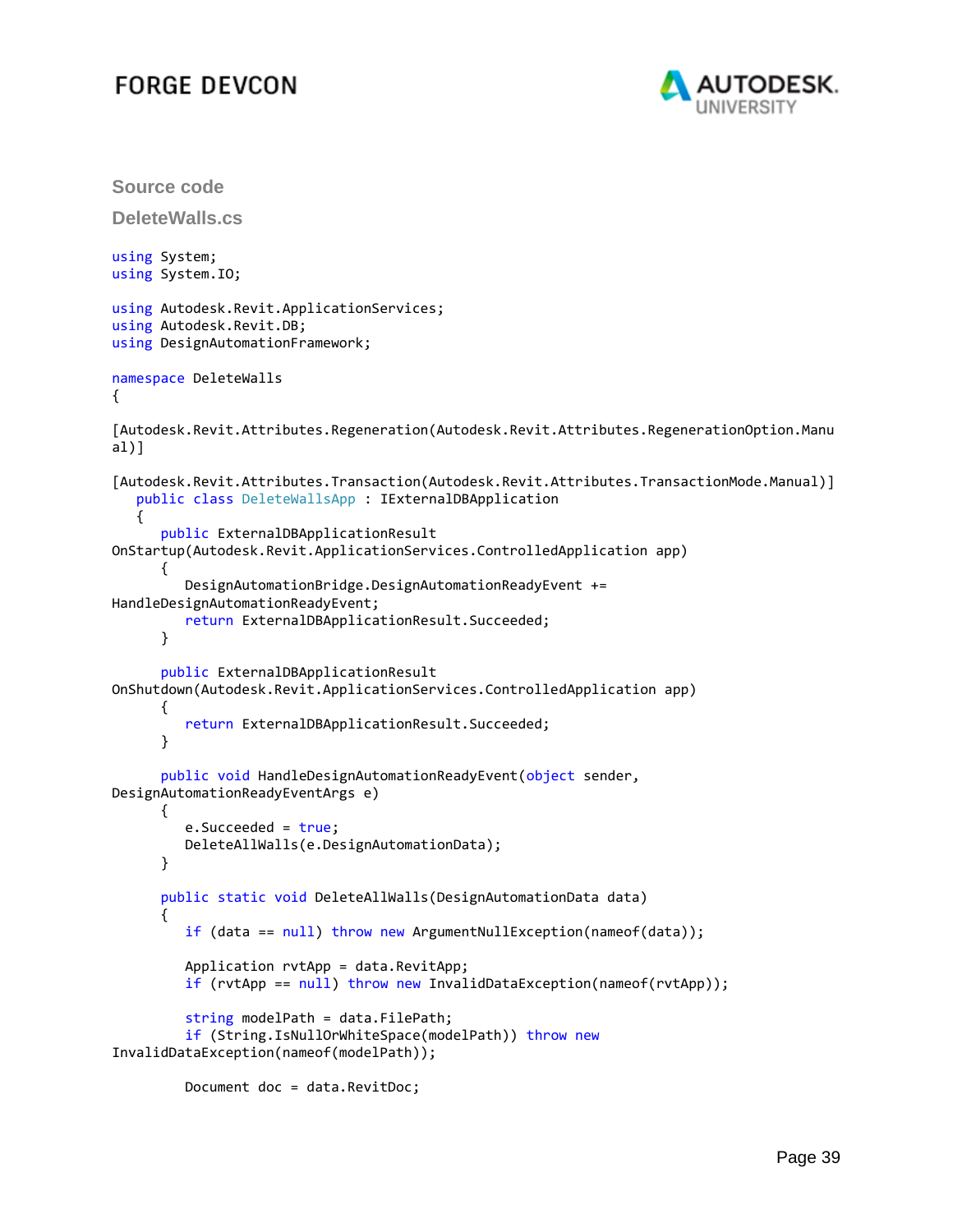## Source code

### DeleteWalls.cs

```
using System;
using System.IO;

using Autodesk.Revit.ApplicationServices;
using Autodesk.Revit.DB;
using DesignAutomationFramework;

namespace DeleteWalls
{

[Autodesk.Revit.Attributes.Regeneration(Autodesk.Revit.Attributes.RegenerationOption.Manual)]

[Autodesk.Revit.Attributes.Transaction(Autodesk.Revit.Attributes.TransactionMode.Manual)]
   public class DeleteWallsApp : IExternalDBApplication
   {
      public ExternalDBApplicationResult
OnStartup(Autodesk.Revit.ApplicationServices.ControlledApplication app)
      {
         DesignAutomationBridge.DesignAutomationReadyEvent +=
HandleDesignAutomationReadyEvent;
         return ExternalDBApplicationResult.Succeeded;
      }

      public ExternalDBApplicationResult
OnShutdown(Autodesk.Revit.ApplicationServices.ControlledApplication app)
      {
         return ExternalDBApplicationResult.Succeeded;
      }

      public void HandleDesignAutomationReadyEvent(object sender,
DesignAutomationReadyEventArgs e)
      {
         e.Succeeded = true;
         DeleteAllWalls(e.DesignAutomationData);
      }

      public static void DeleteAllWalls(DesignAutomationData data)
      {
         if (data == null) throw new ArgumentNullException(nameof(data));

         Application rvtApp = data.RevitApp;
         if (rvtApp == null) throw new InvalidDataException(nameof(rvtApp));

         string modelPath = data.FilePath;
         if (String.IsNullOrWhiteSpace(modelPath)) throw new
InvalidDataException(nameof(modelPath));

         Document doc = data.RevitDoc;
```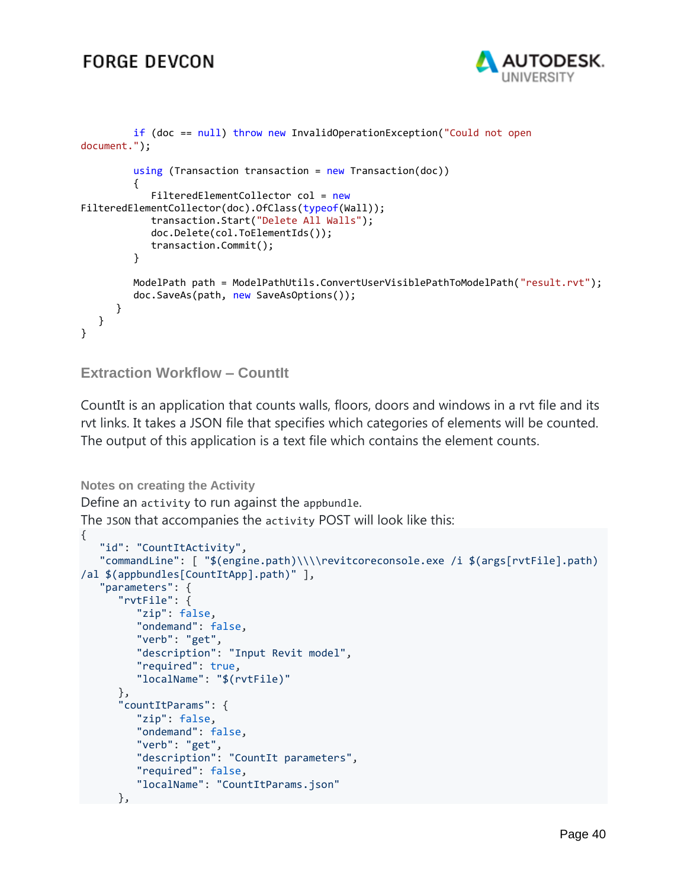```
        if (doc == null) throw new InvalidOperationException("Could not open
document.");

        using (Transaction transaction = new Transaction(doc))
        {
           FilteredElementCollector col = new
FilteredElementCollector(doc).OfClass(typeof(Wall));
           transaction.Start("Delete All Walls");
           doc.Delete(col.ToElementIds());
           transaction.Commit();
        }

        ModelPath path = ModelPathUtils.ConvertUserVisiblePathToModelPath("result.rvt");
        doc.SaveAs(path, new SaveAsOptions());
     }
  }
}
```

## Extraction Workflow – CountIt

CountIt is an application that counts walls, floors, doors and windows in a rvt file and its rvt links. It takes a JSON file that specifies which categories of elements will be counted. The output of this application is a text file which contains the element counts.

### Notes on creating the Activity

Define an `activity` to run against the `appbundle`.

The `JSON` that accompanies the `activity` POST will look like this:

```
{
   "id": "CountItActivity",
   "commandLine": [ "$(engine.path)\\\\revitcoreconsole.exe /i $(args[rvtFile].path)
/al $(appbundles[CountItApp].path)" ],
   "parameters": {
      "rvtFile": {
         "zip": false,
         "ondemand": false,
         "verb": "get",
         "description": "Input Revit model",
         "required": true,
         "localName": "$(rvtFile)"
      },
      "countItParams": {
         "zip": false,
         "ondemand": false,
         "verb": "get",
         "description": "CountIt parameters",
         "required": false,
         "localName": "CountItParams.json"
      },
```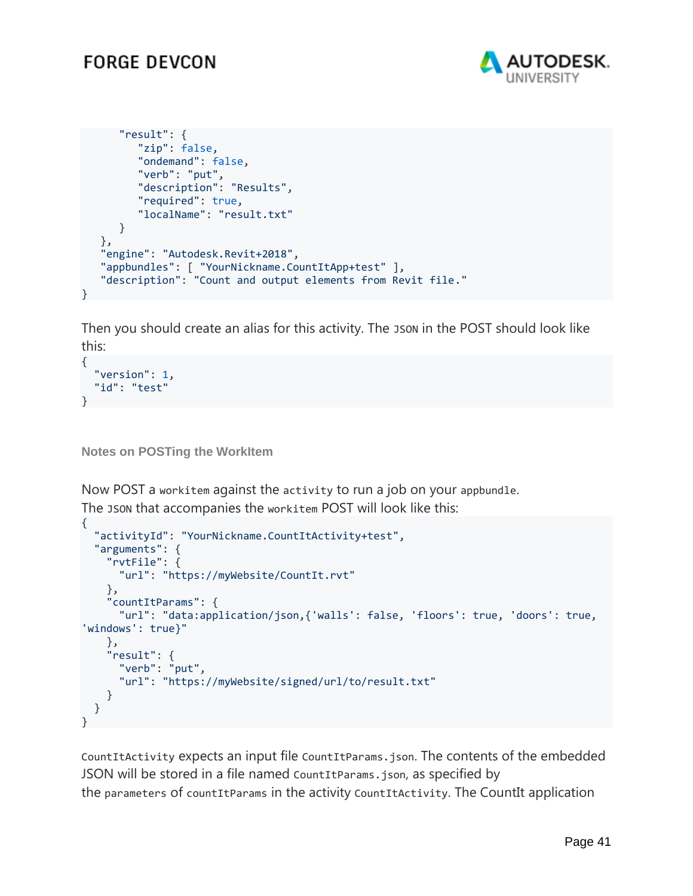```
      "result": {
         "zip": false,
         "ondemand": false,
         "verb": "put",
         "description": "Results",
         "required": true,
         "localName": "result.txt"
      }
   },
   "engine": "Autodesk.Revit+2018",
   "appbundles": [ "YourNickname.CountItApp+test" ],
   "description": "Count and output elements from Revit file."
}
```

Then you should create an alias for this activity. The `JSON` in the POST should look like this:

```
{
  "version": 1,
  "id": "test"
}
```

### Notes on POSTing the WorkItem

Now POST a `workitem` against the `activity` to run a job on your `appbundle`.
The `JSON` that accompanies the `workitem` POST will look like this:

```
{
  "activityId": "YourNickname.CountItActivity+test",
  "arguments": {
    "rvtFile": {
      "url": "https://myWebsite/CountIt.rvt"
    },
    "countItParams": {
      "url": "data:application/json,{'walls': false, 'floors': true, 'doors': true,
'windows': true}"
    },
    "result": {
      "verb": "put",
      "url": "https://myWebsite/signed/url/to/result.txt"
    }
  }
}
```

`CountItActivity` expects an input file `CountItParams.json`. The contents of the embedded JSON will be stored in a file named `CountItParams.json`, as specified by the `parameters` of `countItParams` in the activity `CountItActivity`. The CountIt application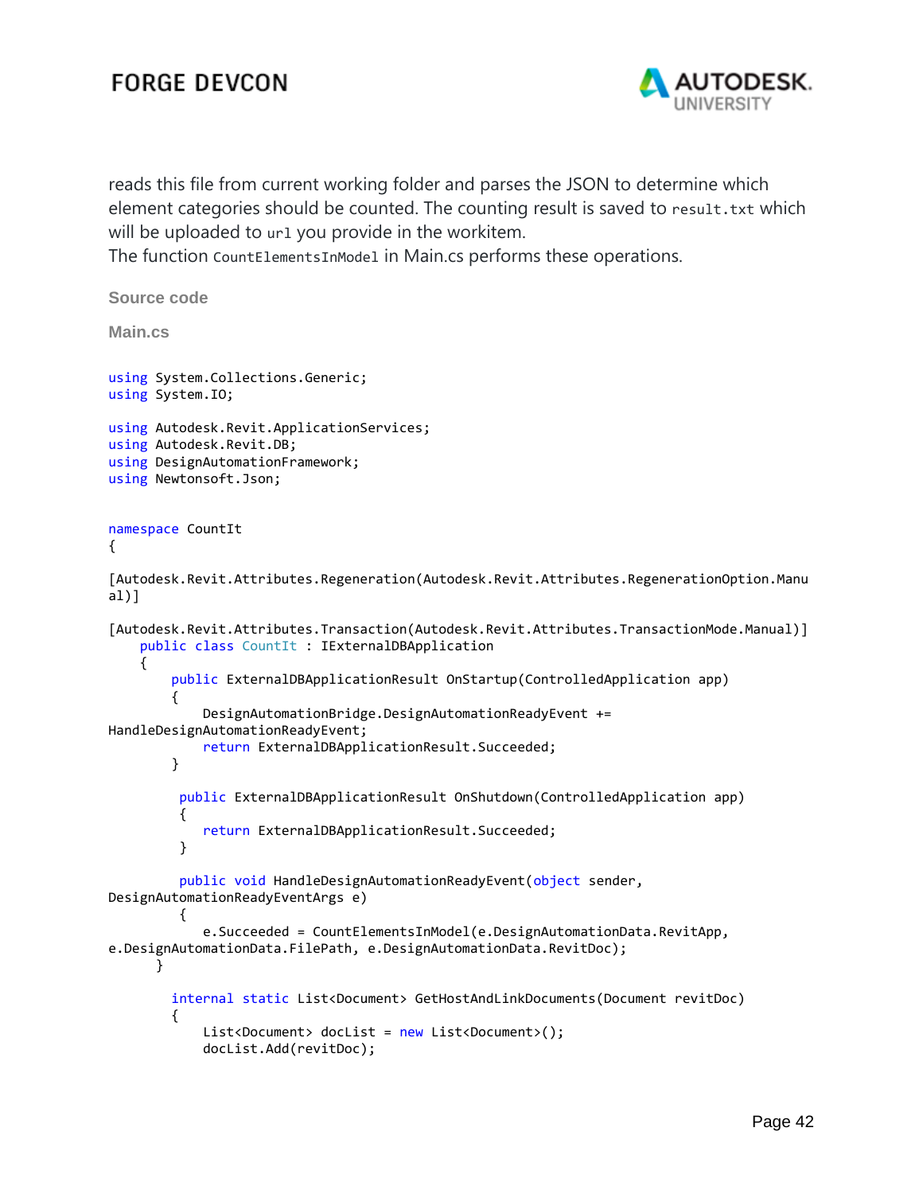reads this file from current working folder and parses the JSON to determine which element categories should be counted. The counting result is saved to `result.txt` which will be uploaded to `url` you provide in the workitem.
The function `CountElementsInModel` in Main.cs performs these operations.

### Source code

### Main.cs

```
using System.Collections.Generic;
using System.IO;

using Autodesk.Revit.ApplicationServices;
using Autodesk.Revit.DB;
using DesignAutomationFramework;
using Newtonsoft.Json;


namespace CountIt
{

[Autodesk.Revit.Attributes.Regeneration(Autodesk.Revit.Attributes.RegenerationOption.Manu
al)]

[Autodesk.Revit.Attributes.Transaction(Autodesk.Revit.Attributes.TransactionMode.Manual)]
    public class CountIt : IExternalDBApplication
    {
        public ExternalDBApplicationResult OnStartup(ControlledApplication app)
        {
            DesignAutomationBridge.DesignAutomationReadyEvent +=
HandleDesignAutomationReadyEvent;
            return ExternalDBApplicationResult.Succeeded;
        }

         public ExternalDBApplicationResult OnShutdown(ControlledApplication app)
         {
            return ExternalDBApplicationResult.Succeeded;
         }

         public void HandleDesignAutomationReadyEvent(object sender,
DesignAutomationReadyEventArgs e)
         {
            e.Succeeded = CountElementsInModel(e.DesignAutomationData.RevitApp,
e.DesignAutomationData.FilePath, e.DesignAutomationData.RevitDoc);
      }

        internal static List<Document> GetHostAndLinkDocuments(Document revitDoc)
        {
            List<Document> docList = new List<Document>();
            docList.Add(revitDoc);
```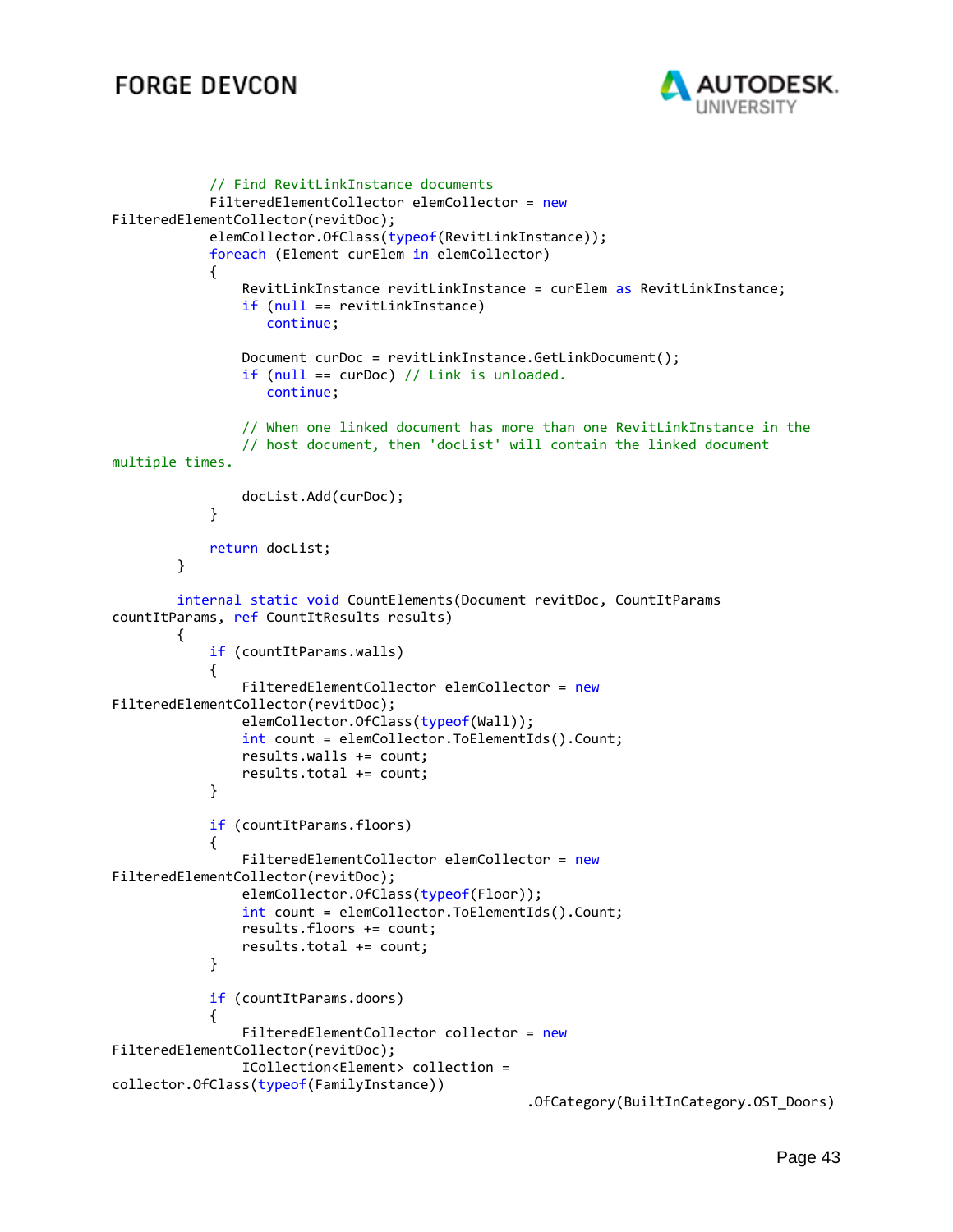```
            // Find RevitLinkInstance documents
            FilteredElementCollector elemCollector = new 
FilteredElementCollector(revitDoc);
            elemCollector.OfClass(typeof(RevitLinkInstance));
            foreach (Element curElem in elemCollector)
            {
                RevitLinkInstance revitLinkInstance = curElem as RevitLinkInstance;
                if (null == revitLinkInstance)
                   continue;

                Document curDoc = revitLinkInstance.GetLinkDocument();
                if (null == curDoc) // Link is unloaded.
                   continue;

                // When one linked document has more than one RevitLinkInstance in the
                // host document, then 'docList' will contain the linked document 
multiple times.

                docList.Add(curDoc);
            }

            return docList;
        }

        internal static void CountElements(Document revitDoc, CountItParams 
countItParams, ref CountItResults results)
        {
            if (countItParams.walls)
            {
                FilteredElementCollector elemCollector = new 
FilteredElementCollector(revitDoc);
                elemCollector.OfClass(typeof(Wall));
                int count = elemCollector.ToElementIds().Count;
                results.walls += count;
                results.total += count;
            }

            if (countItParams.floors)
            {
                FilteredElementCollector elemCollector = new 
FilteredElementCollector(revitDoc);
                elemCollector.OfClass(typeof(Floor));
                int count = elemCollector.ToElementIds().Count;
                results.floors += count;
                results.total += count;
            }

            if (countItParams.doors)
            {
                FilteredElementCollector collector = new 
FilteredElementCollector(revitDoc);
                ICollection<Element> collection = 
collector.OfClass(typeof(FamilyInstance))
                                                        .OfCategory(BuiltInCategory.OST_Doors)
```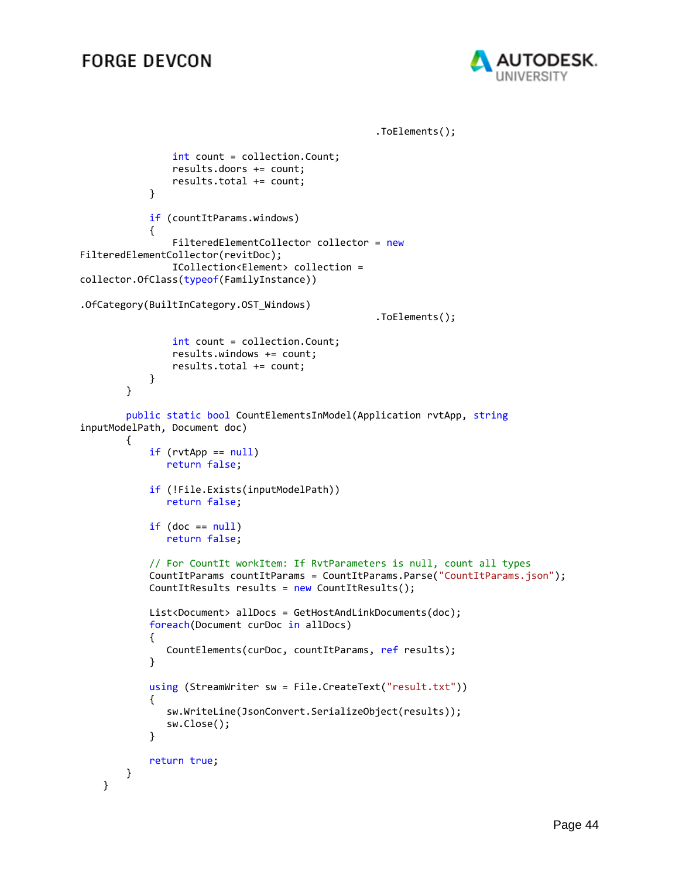```
                                                    .ToElements();

                int count = collection.Count;
                results.doors += count;
                results.total += count;
            }

            if (countItParams.windows)
            {
                FilteredElementCollector collector = new
FilteredElementCollector(revitDoc);
                ICollection<Element> collection =
collector.OfClass(typeof(FamilyInstance))

.OfCategory(BuiltInCategory.OST_Windows)
                                                    .ToElements();

                int count = collection.Count;
                results.windows += count;
                results.total += count;
            }
        }

        public static bool CountElementsInModel(Application rvtApp, string
inputModelPath, Document doc)
        {
            if (rvtApp == null)
               return false;

            if (!File.Exists(inputModelPath))
               return false;

            if (doc == null)
               return false;

            // For CountIt workItem: If RvtParameters is null, count all types
            CountItParams countItParams = CountItParams.Parse("CountItParams.json");
            CountItResults results = new CountItResults();

            List<Document> allDocs = GetHostAndLinkDocuments(doc);
            foreach(Document curDoc in allDocs)
            {
               CountElements(curDoc, countItParams, ref results);
            }

            using (StreamWriter sw = File.CreateText("result.txt"))
            {
               sw.WriteLine(JsonConvert.SerializeObject(results));
               sw.Close();
            }

            return true;
        }
    }
```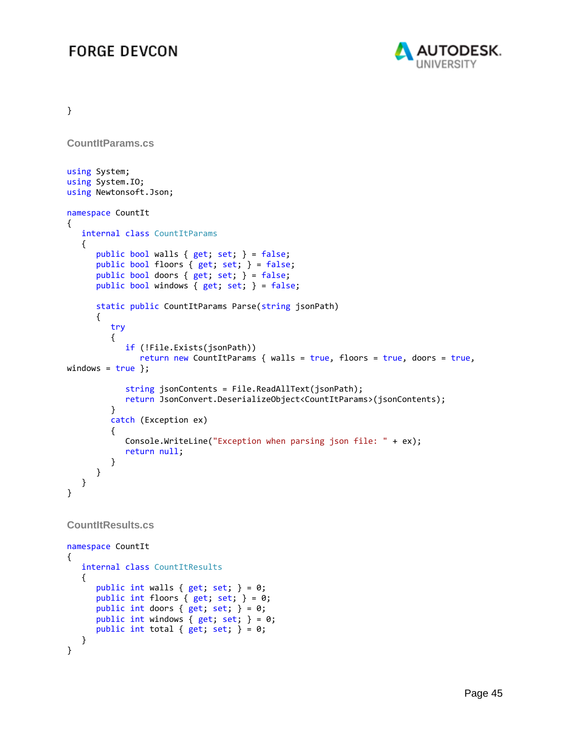```
}
```

### CountItParams.cs

```
using System;
using System.IO;
using Newtonsoft.Json;

namespace CountIt
{
   internal class CountItParams
   {
      public bool walls { get; set; } = false;
      public bool floors { get; set; } = false;
      public bool doors { get; set; } = false;
      public bool windows { get; set; } = false;

      static public CountItParams Parse(string jsonPath)
      {
         try
         {
            if (!File.Exists(jsonPath))
               return new CountItParams { walls = true, floors = true, doors = true,
windows = true };

            string jsonContents = File.ReadAllText(jsonPath);
            return JsonConvert.DeserializeObject<CountItParams>(jsonContents);
         }
         catch (Exception ex)
         {
            Console.WriteLine("Exception when parsing json file: " + ex);
            return null;
         }
      }
   }
}
```

### CountItResults.cs

```
namespace CountIt
{
   internal class CountItResults
   {
      public int walls { get; set; } = 0;
      public int floors { get; set; } = 0;
      public int doors { get; set; } = 0;
      public int windows { get; set; } = 0;
      public int total { get; set; } = 0;
   }
}
```